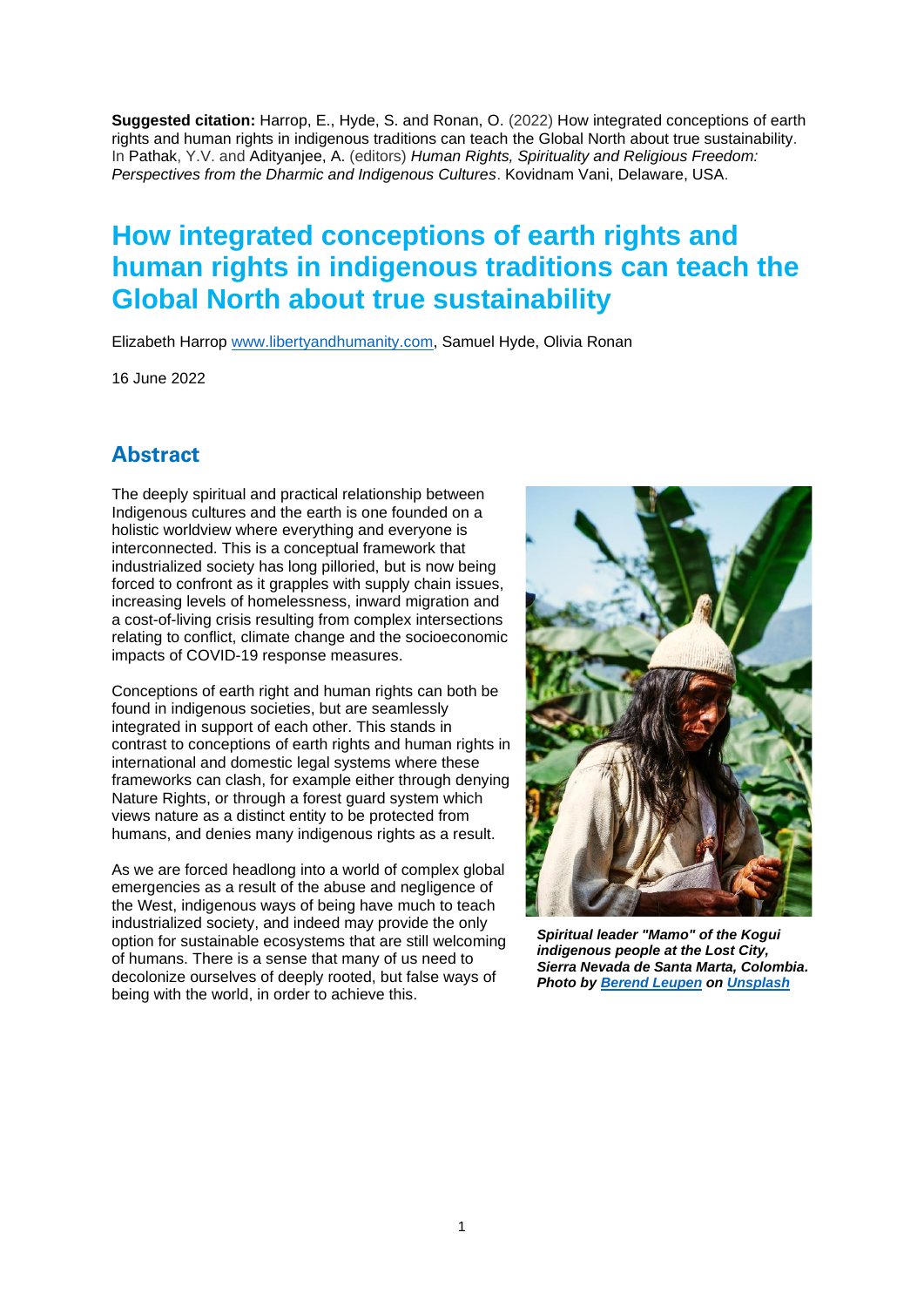**Suggested citation:** Harrop, E., Hyde, S. and Ronan, O. (2022) How integrated conceptions of earth rights and human rights in indigenous traditions can teach the Global North about true sustainability. In Pathak, Y.V. and Adityanjee, A. (editors) *Human Rights, Spirituality and Religious Freedom: Perspectives from the Dharmic and Indigenous Cultures*. Kovidnam Vani, Delaware, USA.

# How integrated conceptions of earth rights and human rights in indigenous traditions can teach the Global North about true sustainability

Elizabeth Harrop www.libertyandhumanity.com, Samuel Hyde, Olivia Ronan

16 June 2022

## Abstract

The deeply spiritual and practical relationship between Indigenous cultures and the earth is one founded on a holistic worldview where everything and everyone is interconnected. This is a conceptual framework that industrialized society has long pilloried, but is now being forced to confront as it grapples with supply chain issues, increasing levels of homelessness, inward migration and a cost-of-living crisis resulting from complex intersections relating to conflict, climate change and the socioeconomic impacts of COVID-19 response measures.

Conceptions of earth right and human rights can both be found in indigenous societies, but are seamlessly integrated in support of each other. This stands in contrast to conceptions of earth rights and human rights in international and domestic legal systems where these frameworks can clash, for example either through denying Nature Rights, or through a forest guard system which views nature as a distinct entity to be protected from humans, and denies many indigenous rights as a result.

As we are forced headlong into a world of complex global emergencies as a result of the abuse and negligence of the West, indigenous ways of being have much to teach industrialized society, and indeed may provide the only option for sustainable ecosystems that are still welcoming of humans. There is a sense that many of us need to decolonize ourselves of deeply rooted, but false ways of being with the world, in order to achieve this.

***Spiritual leader "Mamo" of the Kogui indigenous people at the Lost City, Sierra Nevada de Santa Marta, Colombia. Photo by Berend Leupen on Unsplash***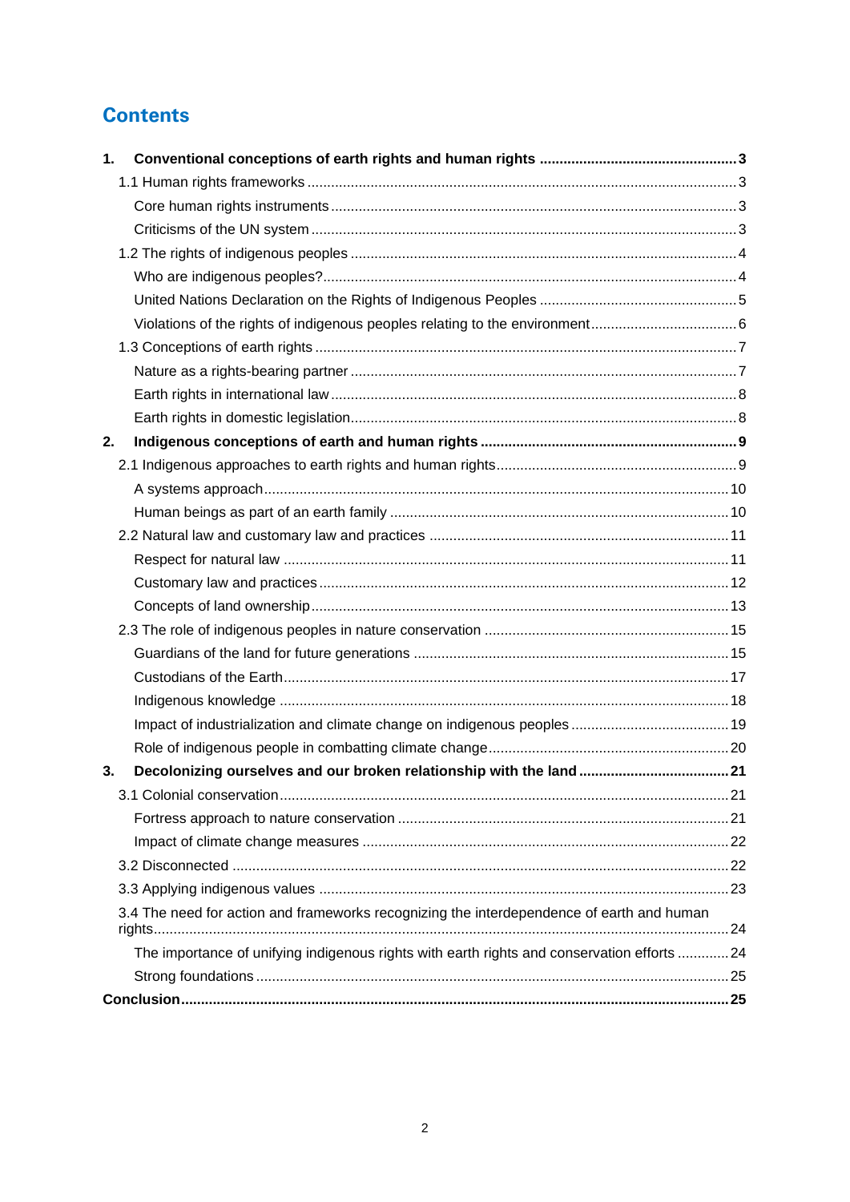# Contents

**1. Conventional conceptions of earth rights and human rights ... 3**

- 1.1 Human rights frameworks ... 3
  - Core human rights instruments ... 3
  - Criticisms of the UN system ... 3
- 1.2 The rights of indigenous peoples ... 4
  - Who are indigenous peoples? ... 4
  - United Nations Declaration on the Rights of Indigenous Peoples ... 5
  - Violations of the rights of indigenous peoples relating to the environment ... 6
- 1.3 Conceptions of earth rights ... 7
  - Nature as a rights-bearing partner ... 7
  - Earth rights in international law ... 8
  - Earth rights in domestic legislation ... 8

**2. Indigenous conceptions of earth and human rights ... 9**

- 2.1 Indigenous approaches to earth rights and human rights ... 9
  - A systems approach ... 10
  - Human beings as part of an earth family ... 10
- 2.2 Natural law and customary law and practices ... 11
  - Respect for natural law ... 11
  - Customary law and practices ... 12
  - Concepts of land ownership ... 13
- 2.3 The role of indigenous peoples in nature conservation ... 15
  - Guardians of the land for future generations ... 15
  - Custodians of the Earth ... 17
  - Indigenous knowledge ... 18
  - Impact of industrialization and climate change on indigenous peoples ... 19
  - Role of indigenous people in combatting climate change ... 20

**3. Decolonizing ourselves and our broken relationship with the land ... 21**

- 3.1 Colonial conservation ... 21
  - Fortress approach to nature conservation ... 21
  - Impact of climate change measures ... 22
- 3.2 Disconnected ... 22
- 3.3 Applying indigenous values ... 23
- 3.4 The need for action and frameworks recognizing the interdependence of earth and human rights ... 24
  - The importance of unifying indigenous rights with earth rights and conservation efforts ... 24
  - Strong foundations ... 25

**Conclusion ... 25**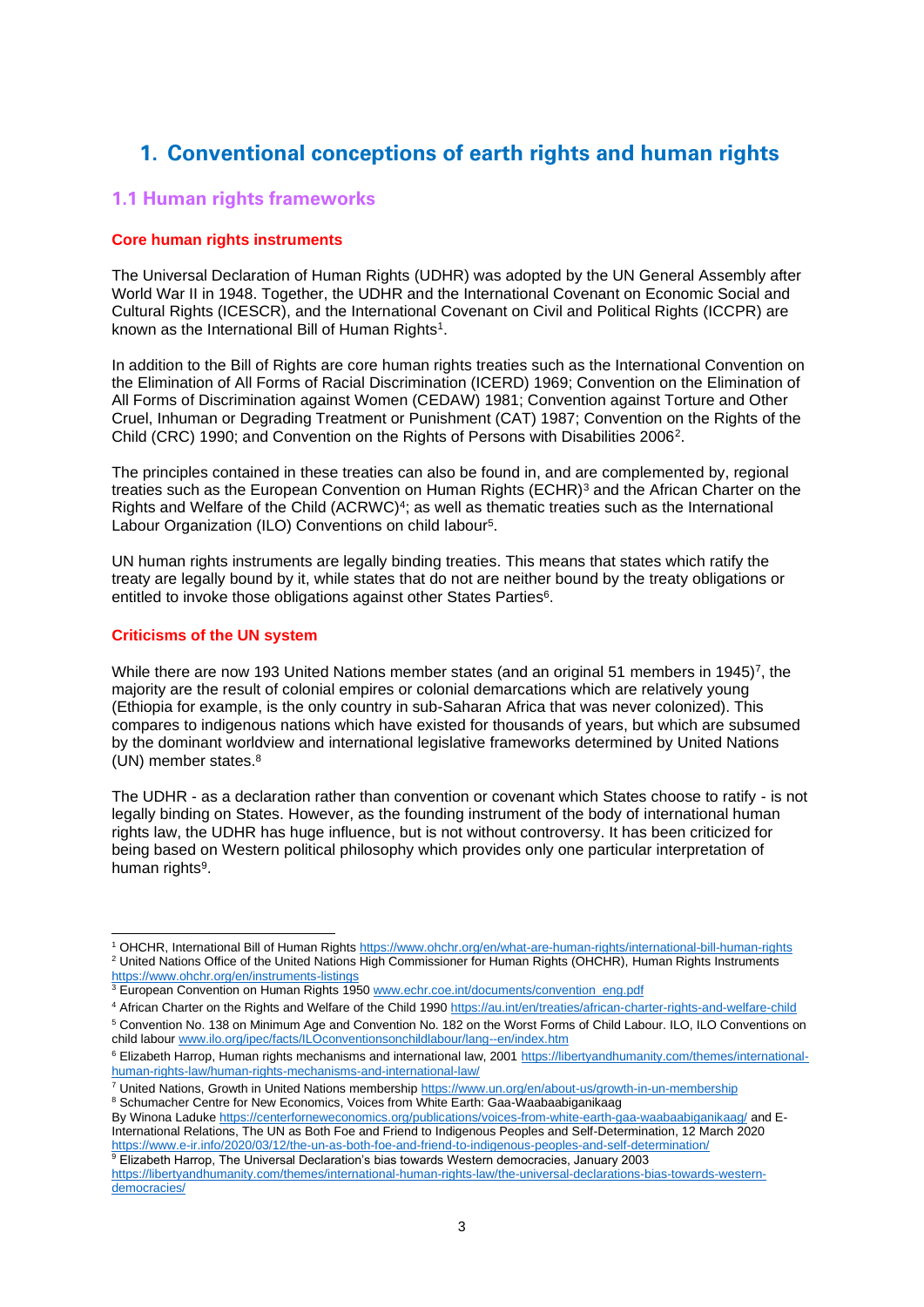# 1. Conventional conceptions of earth rights and human rights

## 1.1 Human rights frameworks

### Core human rights instruments

The Universal Declaration of Human Rights (UDHR) was adopted by the UN General Assembly after World War II in 1948. Together, the UDHR and the International Covenant on Economic Social and Cultural Rights (ICESCR), and the International Covenant on Civil and Political Rights (ICCPR) are known as the International Bill of Human Rights[1].

In addition to the Bill of Rights are core human rights treaties such as the International Convention on the Elimination of All Forms of Racial Discrimination (ICERD) 1969; Convention on the Elimination of All Forms of Discrimination against Women (CEDAW) 1981; Convention against Torture and Other Cruel, Inhuman or Degrading Treatment or Punishment (CAT) 1987; Convention on the Rights of the Child (CRC) 1990; and Convention on the Rights of Persons with Disabilities 2006[2].

The principles contained in these treaties can also be found in, and are complemented by, regional treaties such as the European Convention on Human Rights (ECHR)[3] and the African Charter on the Rights and Welfare of the Child (ACRWC)[4]; as well as thematic treaties such as the International Labour Organization (ILO) Conventions on child labour[5].

UN human rights instruments are legally binding treaties. This means that states which ratify the treaty are legally bound by it, while states that do not are neither bound by the treaty obligations or entitled to invoke those obligations against other States Parties[6].

### Criticisms of the UN system

While there are now 193 United Nations member states (and an original 51 members in 1945)[7], the majority are the result of colonial empires or colonial demarcations which are relatively young (Ethiopia for example, is the only country in sub-Saharan Africa that was never colonized). This compares to indigenous nations which have existed for thousands of years, but which are subsumed by the dominant worldview and international legislative frameworks determined by United Nations (UN) member states.[8]

The UDHR - as a declaration rather than convention or covenant which States choose to ratify - is not legally binding on States. However, as the founding instrument of the body of international human rights law, the UDHR has huge influence, but is not without controversy. It has been criticized for being based on Western political philosophy which provides only one particular interpretation of human rights[9].

---

[1] OHCHR, International Bill of Human Rights https://www.ohchr.org/en/what-are-human-rights/international-bill-human-rights

[2] United Nations Office of the United Nations High Commissioner for Human Rights (OHCHR), Human Rights Instruments https://www.ohchr.org/en/instruments-listings

[3] European Convention on Human Rights 1950 www.echr.coe.int/documents/convention_eng.pdf

[4] African Charter on the Rights and Welfare of the Child 1990 https://au.int/en/treaties/african-charter-rights-and-welfare-child

[5] Convention No. 138 on Minimum Age and Convention No. 182 on the Worst Forms of Child Labour. ILO, ILO Conventions on child labour www.ilo.org/ipec/facts/ILOconventionsonchildlabour/lang--en/index.htm

[6] Elizabeth Harrop, Human rights mechanisms and international law, 2001 https://libertyandhumanity.com/themes/international-human-rights-law/human-rights-mechanisms-and-international-law/

[7] United Nations, Growth in United Nations membership https://www.un.org/en/about-us/growth-in-un-membership

[8] Schumacher Centre for New Economics, Voices from White Earth: Gaa-Waabaabiganikaag By Winona Laduke https://centerforneweconomics.org/publications/voices-from-white-earth-gaa-waabaabiganikaag/ and E-International Relations, The UN as Both Foe and Friend to Indigenous Peoples and Self-Determination, 12 March 2020 https://www.e-ir.info/2020/03/12/the-un-as-both-foe-and-friend-to-indigenous-peoples-and-self-determination/

[9] Elizabeth Harrop, The Universal Declaration's bias towards Western democracies, January 2003 https://libertyandhumanity.com/themes/international-human-rights-law/the-universal-declarations-bias-towards-western-democracies/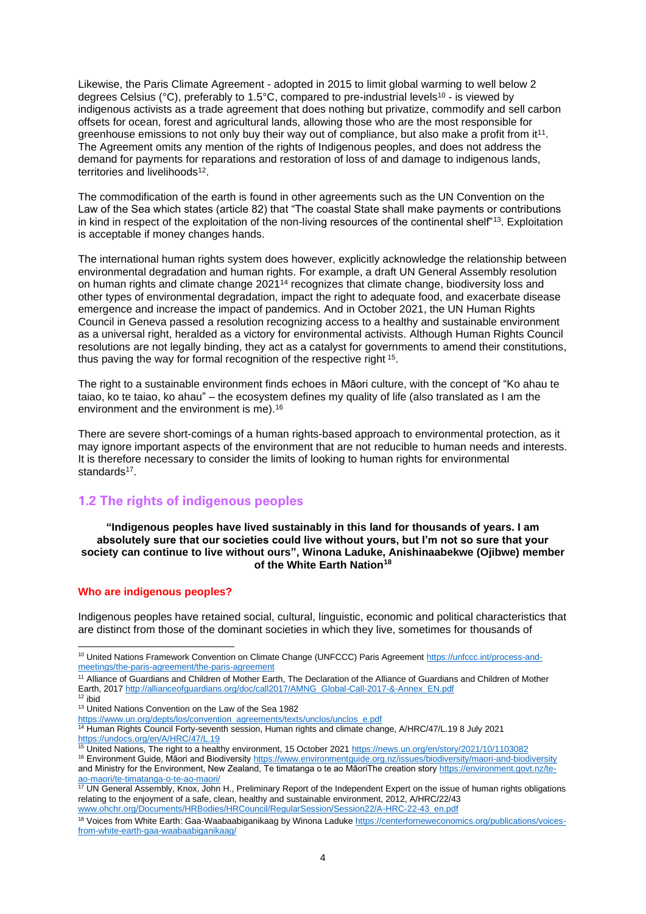Likewise, the Paris Climate Agreement - adopted in 2015 to limit global warming to well below 2 degrees Celsius (°C), preferably to 1.5°C, compared to pre-industrial levels[10] - is viewed by indigenous activists as a trade agreement that does nothing but privatize, commodify and sell carbon offsets for ocean, forest and agricultural lands, allowing those who are the most responsible for greenhouse emissions to not only buy their way out of compliance, but also make a profit from it[11]. The Agreement omits any mention of the rights of Indigenous peoples, and does not address the demand for payments for reparations and restoration of loss of and damage to indigenous lands, territories and livelihoods[12].

The commodification of the earth is found in other agreements such as the UN Convention on the Law of the Sea which states (article 82) that "The coastal State shall make payments or contributions in kind in respect of the exploitation of the non-living resources of the continental shelf"[13]. Exploitation is acceptable if money changes hands.

The international human rights system does however, explicitly acknowledge the relationship between environmental degradation and human rights. For example, a draft UN General Assembly resolution on human rights and climate change 2021[14] recognizes that climate change, biodiversity loss and other types of environmental degradation, impact the right to adequate food, and exacerbate disease emergence and increase the impact of pandemics. And in October 2021, the UN Human Rights Council in Geneva passed a resolution recognizing access to a healthy and sustainable environment as a universal right, heralded as a victory for environmental activists. Although Human Rights Council resolutions are not legally binding, they act as a catalyst for governments to amend their constitutions, thus paving the way for formal recognition of the respective right [15].

The right to a sustainable environment finds echoes in Māori culture, with the concept of "Ko ahau te taiao, ko te taiao, ko ahau" – the ecosystem defines my quality of life (also translated as I am the environment and the environment is me).[16]

There are severe short-comings of a human rights-based approach to environmental protection, as it may ignore important aspects of the environment that are not reducible to human needs and interests. It is therefore necessary to consider the limits of looking to human rights for environmental standards[17].

## 1.2 The rights of indigenous peoples

**"Indigenous peoples have lived sustainably in this land for thousands of years. I am absolutely sure that our societies could live without yours, but I'm not so sure that your society can continue to live without ours", Winona Laduke, Anishinaabekwe (Ojibwe) member of the White Earth Nation[18]**

### Who are indigenous peoples?

Indigenous peoples have retained social, cultural, linguistic, economic and political characteristics that are distinct from those of the dominant societies in which they live, sometimes for thousands of

---

[10] United Nations Framework Convention on Climate Change (UNFCCC) Paris Agreement https://unfccc.int/process-and-meetings/the-paris-agreement/the-paris-agreement

[11] Alliance of Guardians and Children of Mother Earth, The Declaration of the Alliance of Guardians and Children of Mother Earth, 2017 http://allianceofguardians.org/doc/call2017/AMNG_Global-Call-2017-&-Annex_EN.pdf

[12] ibid

[13] United Nations Convention on the Law of the Sea 1982 https://www.un.org/depts/los/convention_agreements/texts/unclos/unclos_e.pdf

[14] Human Rights Council Forty-seventh session, Human rights and climate change, A/HRC/47/L.19 8 July 2021 https://undocs.org/en/A/HRC/47/L.19

[15] United Nations, The right to a healthy environment, 15 October 2021 https://news.un.org/en/story/2021/10/1103082

[16] Environment Guide, Māori and Biodiversity https://www.environmentguide.org.nz/issues/biodiversity/maori-and-biodiversity and Ministry for the Environment, New Zealand, Te timatanga o te ao MāoriThe creation story https://environment.govt.nz/te-ao-maori/te-timatanga-o-te-ao-maori/

[17] UN General Assembly, Knox, John H., Preliminary Report of the Independent Expert on the issue of human rights obligations relating to the enjoyment of a safe, clean, healthy and sustainable environment, 2012, A/HRC/22/43 www.ohchr.org/Documents/HRBodies/HRCouncil/RegularSession/Session22/A-HRC-22-43_en.pdf

[18] Voices from White Earth: Gaa-Waabaabiganikaag by Winona Laduke https://centerforneweconomics.org/publications/voices-from-white-earth-gaa-waabaabiganikaag/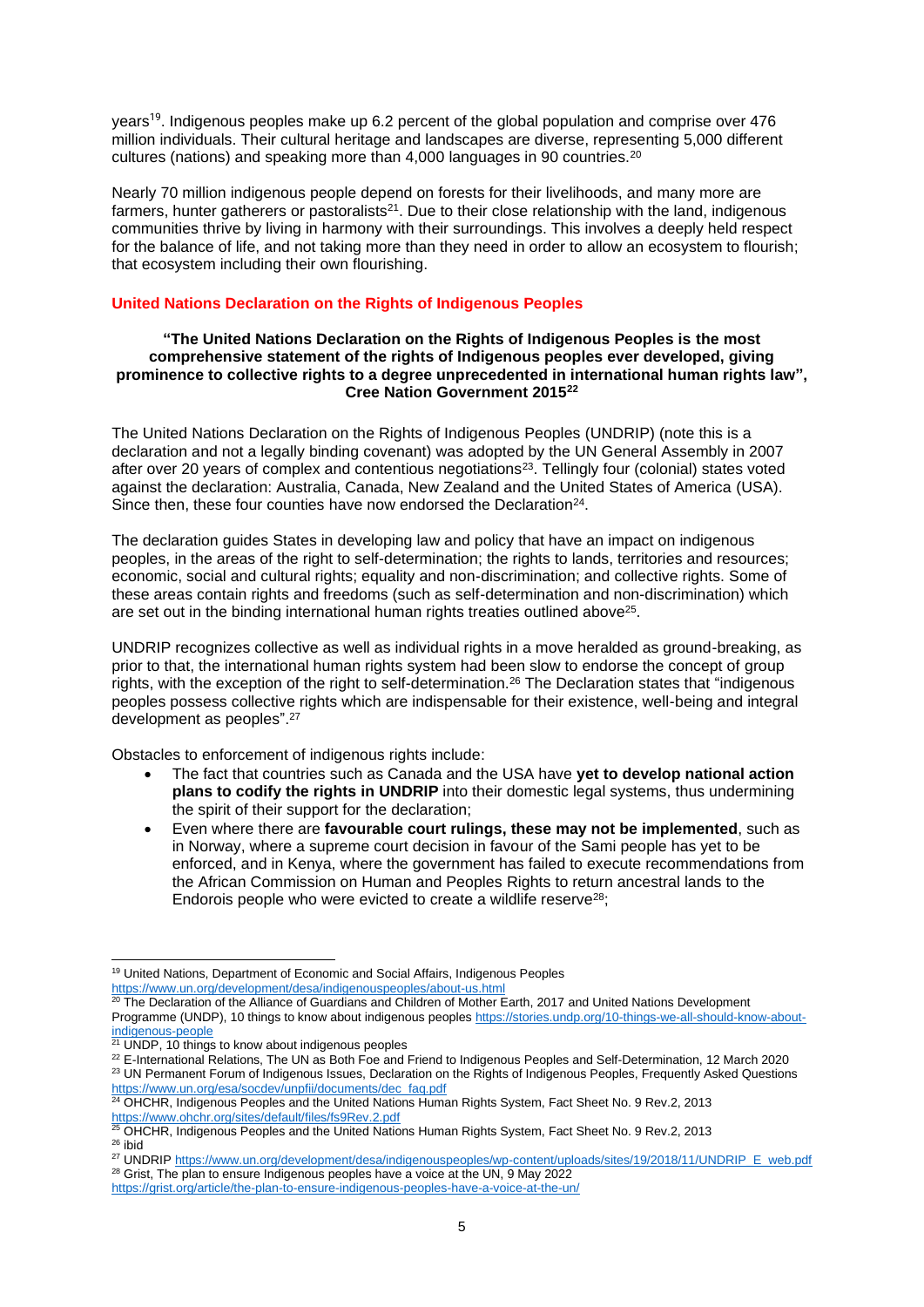years[19]. Indigenous peoples make up 6.2 percent of the global population and comprise over 476 million individuals. Their cultural heritage and landscapes are diverse, representing 5,000 different cultures (nations) and speaking more than 4,000 languages in 90 countries.[20]

Nearly 70 million indigenous people depend on forests for their livelihoods, and many more are farmers, hunter gatherers or pastoralists[21]. Due to their close relationship with the land, indigenous communities thrive by living in harmony with their surroundings. This involves a deeply held respect for the balance of life, and not taking more than they need in order to allow an ecosystem to flourish; that ecosystem including their own flourishing.

## United Nations Declaration on the Rights of Indigenous Peoples

**"The United Nations Declaration on the Rights of Indigenous Peoples is the most comprehensive statement of the rights of Indigenous peoples ever developed, giving prominence to collective rights to a degree unprecedented in international human rights law", Cree Nation Government 2015[22]**

The United Nations Declaration on the Rights of Indigenous Peoples (UNDRIP) (note this is a declaration and not a legally binding covenant) was adopted by the UN General Assembly in 2007 after over 20 years of complex and contentious negotiations[23]. Tellingly four (colonial) states voted against the declaration: Australia, Canada, New Zealand and the United States of America (USA). Since then, these four counties have now endorsed the Declaration[24].

The declaration guides States in developing law and policy that have an impact on indigenous peoples, in the areas of the right to self-determination; the rights to lands, territories and resources; economic, social and cultural rights; equality and non-discrimination; and collective rights. Some of these areas contain rights and freedoms (such as self-determination and non-discrimination) which are set out in the binding international human rights treaties outlined above[25].

UNDRIP recognizes collective as well as individual rights in a move heralded as ground-breaking, as prior to that, the international human rights system had been slow to endorse the concept of group rights, with the exception of the right to self-determination.[26] The Declaration states that "indigenous peoples possess collective rights which are indispensable for their existence, well-being and integral development as peoples".[27]

Obstacles to enforcement of indigenous rights include:

- The fact that countries such as Canada and the USA have **yet to develop national action plans to codify the rights in UNDRIP** into their domestic legal systems, thus undermining the spirit of their support for the declaration;
- Even where there are **favourable court rulings, these may not be implemented**, such as in Norway, where a supreme court decision in favour of the Sami people has yet to be enforced, and in Kenya, where the government has failed to execute recommendations from the African Commission on Human and Peoples Rights to return ancestral lands to the Endorois people who were evicted to create a wildlife reserve[28];

---

[19] United Nations, Department of Economic and Social Affairs, Indigenous Peoples https://www.un.org/development/desa/indigenouspeoples/about-us.html

[20] The Declaration of the Alliance of Guardians and Children of Mother Earth, 2017 and United Nations Development Programme (UNDP), 10 things to know about indigenous peoples https://stories.undp.org/10-things-we-all-should-know-about-indigenous-people

[21] UNDP, 10 things to know about indigenous peoples

[22] E-International Relations, The UN as Both Foe and Friend to Indigenous Peoples and Self-Determination, 12 March 2020

[23] UN Permanent Forum of Indigenous Issues, Declaration on the Rights of Indigenous Peoples, Frequently Asked Questions https://www.un.org/esa/socdev/unpfii/documents/dec_faq.pdf

[24] OHCHR, Indigenous Peoples and the United Nations Human Rights System, Fact Sheet No. 9 Rev.2, 2013 https://www.ohchr.org/sites/default/files/fs9Rev.2.pdf

[25] OHCHR, Indigenous Peoples and the United Nations Human Rights System, Fact Sheet No. 9 Rev.2, 2013

[26] ibid

[27] UNDRIP https://www.un.org/development/desa/indigenouspeoples/wp-content/uploads/sites/19/2018/11/UNDRIP_E_web.pdf

[28] Grist, The plan to ensure Indigenous peoples have a voice at the UN, 9 May 2022 https://grist.org/article/the-plan-to-ensure-indigenous-peoples-have-a-voice-at-the-un/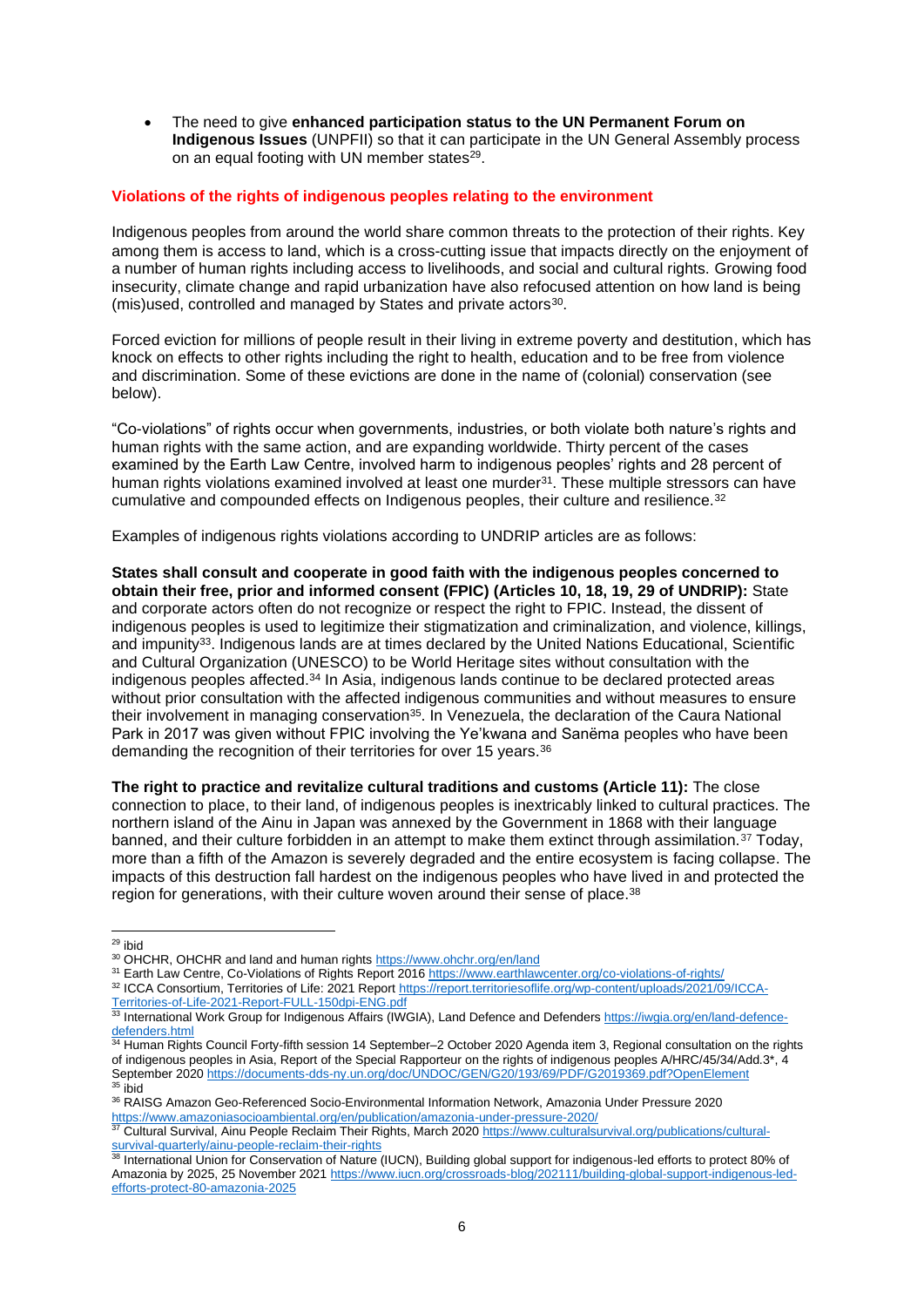- The need to give **enhanced participation status to the UN Permanent Forum on Indigenous Issues** (UNPFII) so that it can participate in the UN General Assembly process on an equal footing with UN member states[29].

## Violations of the rights of indigenous peoples relating to the environment

Indigenous peoples from around the world share common threats to the protection of their rights. Key among them is access to land, which is a cross-cutting issue that impacts directly on the enjoyment of a number of human rights including access to livelihoods, and social and cultural rights. Growing food insecurity, climate change and rapid urbanization have also refocused attention on how land is being (mis)used, controlled and managed by States and private actors[30].

Forced eviction for millions of people result in their living in extreme poverty and destitution, which has knock on effects to other rights including the right to health, education and to be free from violence and discrimination. Some of these evictions are done in the name of (colonial) conservation (see below).

"Co-violations" of rights occur when governments, industries, or both violate both nature's rights and human rights with the same action, and are expanding worldwide. Thirty percent of the cases examined by the Earth Law Centre, involved harm to indigenous peoples' rights and 28 percent of human rights violations examined involved at least one murder[31]. These multiple stressors can have cumulative and compounded effects on Indigenous peoples, their culture and resilience.[32]

Examples of indigenous rights violations according to UNDRIP articles are as follows:

**States shall consult and cooperate in good faith with the indigenous peoples concerned to obtain their free, prior and informed consent (FPIC) (Articles 10, 18, 19, 29 of UNDRIP):** State and corporate actors often do not recognize or respect the right to FPIC. Instead, the dissent of indigenous peoples is used to legitimize their stigmatization and criminalization, and violence, killings, and impunity[33]. Indigenous lands are at times declared by the United Nations Educational, Scientific and Cultural Organization (UNESCO) to be World Heritage sites without consultation with the indigenous peoples affected.[34] In Asia, indigenous lands continue to be declared protected areas without prior consultation with the affected indigenous communities and without measures to ensure their involvement in managing conservation[35]. In Venezuela, the declaration of the Caura National Park in 2017 was given without FPIC involving the Ye'kwana and Sanëma peoples who have been demanding the recognition of their territories for over 15 years.[36]

**The right to practice and revitalize cultural traditions and customs (Article 11):** The close connection to place, to their land, of indigenous peoples is inextricably linked to cultural practices. The northern island of the Ainu in Japan was annexed by the Government in 1868 with their language banned, and their culture forbidden in an attempt to make them extinct through assimilation.[37] Today, more than a fifth of the Amazon is severely degraded and the entire ecosystem is facing collapse. The impacts of this destruction fall hardest on the indigenous peoples who have lived in and protected the region for generations, with their culture woven around their sense of place.[38]

---

[29] ibid

[30] OHCHR, OHCHR and land and human rights https://www.ohchr.org/en/land

[31] Earth Law Centre, Co-Violations of Rights Report 2016 https://www.earthlawcenter.org/co-violations-of-rights/

[32] ICCA Consortium, Territories of Life: 2021 Report https://report.territoriesoflife.org/wp-content/uploads/2021/09/ICCA-Territories-of-Life-2021-Report-FULL-150dpi-ENG.pdf

[33] International Work Group for Indigenous Affairs (IWGIA), Land Defence and Defenders https://iwgia.org/en/land-defence-defenders.html

[34] Human Rights Council Forty-fifth session 14 September–2 October 2020 Agenda item 3, Regional consultation on the rights of indigenous peoples in Asia, Report of the Special Rapporteur on the rights of indigenous peoples A/HRC/45/34/Add.3*, 4 September 2020 https://documents-dds-ny.un.org/doc/UNDOC/GEN/G20/193/69/PDF/G2019369.pdf?OpenElement

[35] ibid

[36] RAISG Amazon Geo-Referenced Socio-Environmental Information Network, Amazonia Under Pressure 2020 https://www.amazoniasocioambiental.org/en/publication/amazonia-under-pressure-2020/

[37] Cultural Survival, Ainu People Reclaim Their Rights, March 2020 https://www.culturalsurvival.org/publications/cultural-survival-quarterly/ainu-people-reclaim-their-rights

[38] International Union for Conservation of Nature (IUCN), Building global support for indigenous-led efforts to protect 80% of Amazonia by 2025, 25 November 2021 https://www.iucn.org/crossroads-blog/202111/building-global-support-indigenous-led-efforts-protect-80-amazonia-2025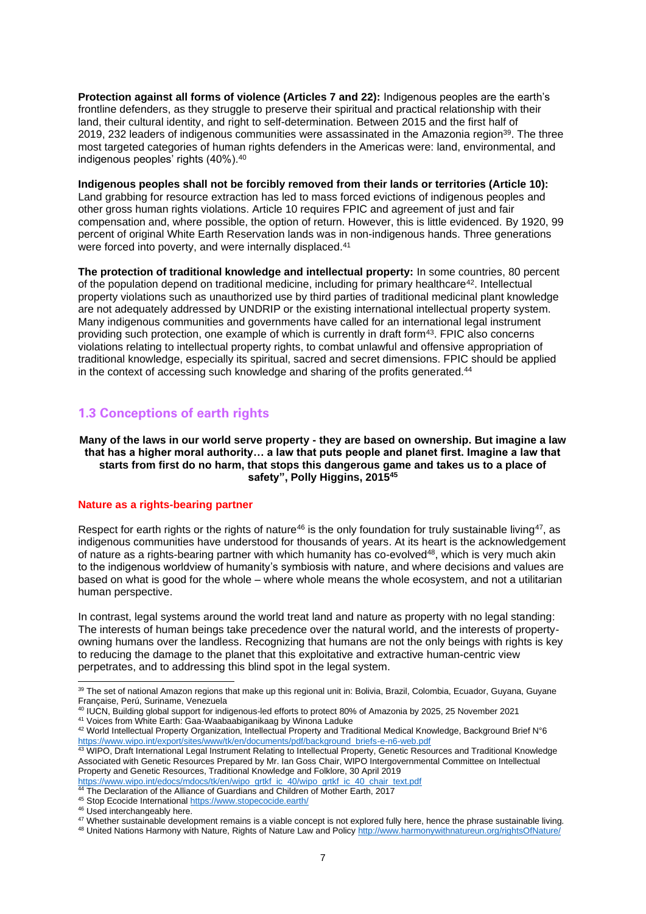**Protection against all forms of violence (Articles 7 and 22):** Indigenous peoples are the earth's frontline defenders, as they struggle to preserve their spiritual and practical relationship with their land, their cultural identity, and right to self-determination. Between 2015 and the first half of 2019, 232 leaders of indigenous communities were assassinated in the Amazonia region[39]. The three most targeted categories of human rights defenders in the Americas were: land, environmental, and indigenous peoples' rights (40%).[40]

**Indigenous peoples shall not be forcibly removed from their lands or territories (Article 10):** Land grabbing for resource extraction has led to mass forced evictions of indigenous peoples and other gross human rights violations. Article 10 requires FPIC and agreement of just and fair compensation and, where possible, the option of return. However, this is little evidenced. By 1920, 99 percent of original White Earth Reservation lands was in non-indigenous hands. Three generations were forced into poverty, and were internally displaced.[41]

**The protection of traditional knowledge and intellectual property:** In some countries, 80 percent of the population depend on traditional medicine, including for primary healthcare[42]. Intellectual property violations such as unauthorized use by third parties of traditional medicinal plant knowledge are not adequately addressed by UNDRIP or the existing international intellectual property system. Many indigenous communities and governments have called for an international legal instrument providing such protection, one example of which is currently in draft form[43]. FPIC also concerns violations relating to intellectual property rights, to combat unlawful and offensive appropriation of traditional knowledge, especially its spiritual, sacred and secret dimensions. FPIC should be applied in the context of accessing such knowledge and sharing of the profits generated.[44]

## 1.3 Conceptions of earth rights

**Many of the laws in our world serve property - they are based on ownership. But imagine a law that has a higher moral authority… a law that puts people and planet first. Imagine a law that starts from first do no harm, that stops this dangerous game and takes us to a place of safety", Polly Higgins, 2015[45]**

### Nature as a rights-bearing partner

Respect for earth rights or the rights of nature[46] is the only foundation for truly sustainable living[47], as indigenous communities have understood for thousands of years. At its heart is the acknowledgement of nature as a rights-bearing partner with which humanity has co-evolved[48], which is very much akin to the indigenous worldview of humanity's symbiosis with nature, and where decisions and values are based on what is good for the whole – where whole means the whole ecosystem, and not a utilitarian human perspective.

In contrast, legal systems around the world treat land and nature as property with no legal standing: The interests of human beings take precedence over the natural world, and the interests of property-owning humans over the landless. Recognizing that humans are not the only beings with rights is key to reducing the damage to the planet that this exploitative and extractive human-centric view perpetrates, and to addressing this blind spot in the legal system.

---

[39] The set of national Amazon regions that make up this regional unit in: Bolivia, Brazil, Colombia, Ecuador, Guyana, Guyane Française, Perú, Suriname, Venezuela

[40] IUCN, Building global support for indigenous-led efforts to protect 80% of Amazonia by 2025, 25 November 2021

[41] Voices from White Earth: Gaa-Waabaabiganikaag by Winona Laduke

[42] World Intellectual Property Organization, Intellectual Property and Traditional Medical Knowledge, Background Brief N°6 https://www.wipo.int/export/sites/www/tk/en/documents/pdf/background_briefs-e-n6-web.pdf

[43] WIPO, Draft International Legal Instrument Relating to Intellectual Property, Genetic Resources and Traditional Knowledge Associated with Genetic Resources Prepared by Mr. Ian Goss Chair, WIPO Intergovernmental Committee on Intellectual Property and Genetic Resources, Traditional Knowledge and Folklore, 30 April 2019 https://www.wipo.int/edocs/mdocs/tk/en/wipo_grtkf_ic_40/wipo_grtkf_ic_40_chair_text.pdf

[44] The Declaration of the Alliance of Guardians and Children of Mother Earth, 2017

[45] Stop Ecocide International https://www.stopecocide.earth/

[46] Used interchangeably here.

[47] Whether sustainable development remains is a viable concept is not explored fully here, hence the phrase sustainable living.

[48] United Nations Harmony with Nature, Rights of Nature Law and Policy http://www.harmonywithnatureun.org/rightsOfNature/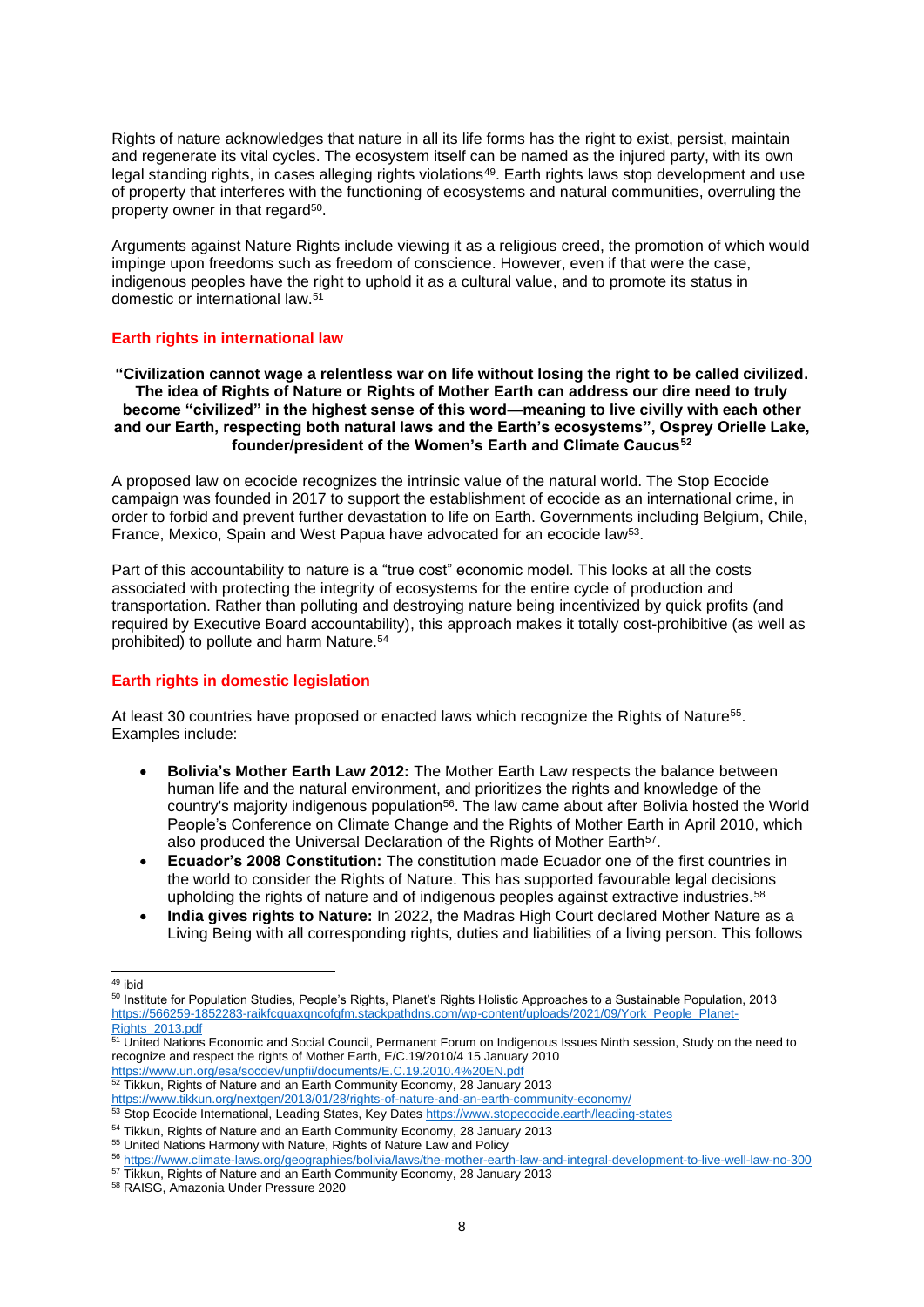Rights of nature acknowledges that nature in all its life forms has the right to exist, persist, maintain and regenerate its vital cycles. The ecosystem itself can be named as the injured party, with its own legal standing rights, in cases alleging rights violations[49]. Earth rights laws stop development and use of property that interferes with the functioning of ecosystems and natural communities, overruling the property owner in that regard[50].

Arguments against Nature Rights include viewing it as a religious creed, the promotion of which would impinge upon freedoms such as freedom of conscience. However, even if that were the case, indigenous peoples have the right to uphold it as a cultural value, and to promote its status in domestic or international law.[51]

## Earth rights in international law

**"Civilization cannot wage a relentless war on life without losing the right to be called civilized. The idea of Rights of Nature or Rights of Mother Earth can address our dire need to truly become "civilized" in the highest sense of this word—meaning to live civilly with each other and our Earth, respecting both natural laws and the Earth's ecosystems", Osprey Orielle Lake, founder/president of the Women's Earth and Climate Caucus[52]**

A proposed law on ecocide recognizes the intrinsic value of the natural world. The Stop Ecocide campaign was founded in 2017 to support the establishment of ecocide as an international crime, in order to forbid and prevent further devastation to life on Earth. Governments including Belgium, Chile, France, Mexico, Spain and West Papua have advocated for an ecocide law[53].

Part of this accountability to nature is a "true cost" economic model. This looks at all the costs associated with protecting the integrity of ecosystems for the entire cycle of production and transportation. Rather than polluting and destroying nature being incentivized by quick profits (and required by Executive Board accountability), this approach makes it totally cost-prohibitive (as well as prohibited) to pollute and harm Nature.[54]

## Earth rights in domestic legislation

At least 30 countries have proposed or enacted laws which recognize the Rights of Nature[55]. Examples include:

- **Bolivia's Mother Earth Law 2012:** The Mother Earth Law respects the balance between human life and the natural environment, and prioritizes the rights and knowledge of the country's majority indigenous population[56]. The law came about after Bolivia hosted the World People's Conference on Climate Change and the Rights of Mother Earth in April 2010, which also produced the Universal Declaration of the Rights of Mother Earth[57].
- **Ecuador's 2008 Constitution:** The constitution made Ecuador one of the first countries in the world to consider the Rights of Nature. This has supported favourable legal decisions upholding the rights of nature and of indigenous peoples against extractive industries.[58]
- **India gives rights to Nature:** In 2022, the Madras High Court declared Mother Nature as a Living Being with all corresponding rights, duties and liabilities of a living person. This follows

---

[49] ibid

[50] Institute for Population Studies, People's Rights, Planet's Rights Holistic Approaches to a Sustainable Population, 2013 https://566259-1852283-raikfcquaxqncofqfm.stackpathdns.com/wp-content/uploads/2021/09/York_People_Planet-Rights_2013.pdf

[51] United Nations Economic and Social Council, Permanent Forum on Indigenous Issues Ninth session, Study on the need to recognize and respect the rights of Mother Earth, E/C.19/2010/4 15 January 2010 https://www.un.org/esa/socdev/unpfii/documents/E.C.19.2010.4%20EN.pdf

[52] Tikkun, Rights of Nature and an Earth Community Economy, 28 January 2013 https://www.tikkun.org/nextgen/2013/01/28/rights-of-nature-and-an-earth-community-economy/

[53] Stop Ecocide International, Leading States, Key Dates https://www.stopecocide.earth/leading-states

[54] Tikkun, Rights of Nature and an Earth Community Economy, 28 January 2013

[55] United Nations Harmony with Nature, Rights of Nature Law and Policy

[56] https://www.climate-laws.org/geographies/bolivia/laws/the-mother-earth-law-and-integral-development-to-live-well-law-no-300

[57] Tikkun, Rights of Nature and an Earth Community Economy, 28 January 2013

[58] RAISG, Amazonia Under Pressure 2020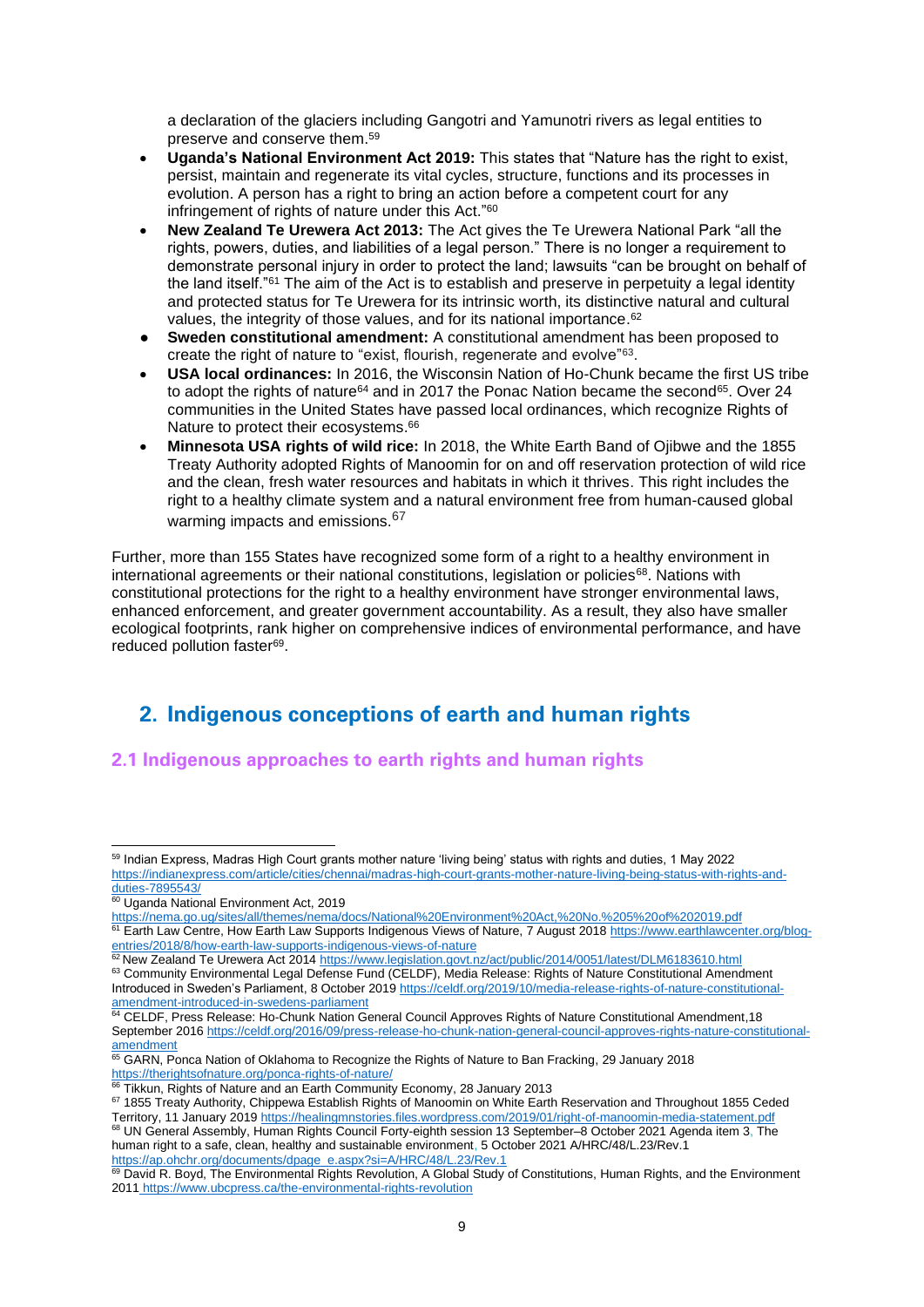a declaration of the glaciers including Gangotri and Yamunotri rivers as legal entities to preserve and conserve them.[59]

- **Uganda's National Environment Act 2019:** This states that "Nature has the right to exist, persist, maintain and regenerate its vital cycles, structure, functions and its processes in evolution. A person has a right to bring an action before a competent court for any infringement of rights of nature under this Act."[60]
- **New Zealand Te Urewera Act 2013:** The Act gives the Te Urewera National Park "all the rights, powers, duties, and liabilities of a legal person." There is no longer a requirement to demonstrate personal injury in order to protect the land; lawsuits "can be brought on behalf of the land itself."[61] The aim of the Act is to establish and preserve in perpetuity a legal identity and protected status for Te Urewera for its intrinsic worth, its distinctive natural and cultural values, the integrity of those values, and for its national importance.[62]
- **Sweden constitutional amendment:** A constitutional amendment has been proposed to create the right of nature to "exist, flourish, regenerate and evolve"[63].
- **USA local ordinances:** In 2016, the Wisconsin Nation of Ho-Chunk became the first US tribe to adopt the rights of nature[64] and in 2017 the Ponac Nation became the second[65]. Over 24 communities in the United States have passed local ordinances, which recognize Rights of Nature to protect their ecosystems.[66]
- **Minnesota USA rights of wild rice:** In 2018, the White Earth Band of Ojibwe and the 1855 Treaty Authority adopted Rights of Manoomin for on and off reservation protection of wild rice and the clean, fresh water resources and habitats in which it thrives. This right includes the right to a healthy climate system and a natural environment free from human-caused global warming impacts and emissions.[67]

Further, more than 155 States have recognized some form of a right to a healthy environment in international agreements or their national constitutions, legislation or policies[68]. Nations with constitutional protections for the right to a healthy environment have stronger environmental laws, enhanced enforcement, and greater government accountability. As a result, they also have smaller ecological footprints, rank higher on comprehensive indices of environmental performance, and have reduced pollution faster[69].

## 2. Indigenous conceptions of earth and human rights

### 2.1 Indigenous approaches to earth rights and human rights

---

[59] Indian Express, Madras High Court grants mother nature 'living being' status with rights and duties, 1 May 2022 https://indianexpress.com/article/cities/chennai/madras-high-court-grants-mother-nature-living-being-status-with-rights-and-duties-7895543/

[60] Uganda National Environment Act, 2019 https://nema.go.ug/sites/all/themes/nema/docs/National%20Environment%20Act,%20No.%205%20of%202019.pdf

[61] Earth Law Centre, How Earth Law Supports Indigenous Views of Nature, 7 August 2018 https://www.earthlawcenter.org/blog-entries/2018/8/how-earth-law-supports-indigenous-views-of-nature

[62] New Zealand Te Urewera Act 2014 https://www.legislation.govt.nz/act/public/2014/0051/latest/DLM6183610.html

[63] Community Environmental Legal Defense Fund (CELDF), Media Release: Rights of Nature Constitutional Amendment Introduced in Sweden's Parliament, 8 October 2019 https://celdf.org/2019/10/media-release-rights-of-nature-constitutional-amendment-introduced-in-swedens-parliament

[64] CELDF, Press Release: Ho-Chunk Nation General Council Approves Rights of Nature Constitutional Amendment,18 September 2016 https://celdf.org/2016/09/press-release-ho-chunk-nation-general-council-approves-rights-nature-constitutional-amendment

[65] GARN, Ponca Nation of Oklahoma to Recognize the Rights of Nature to Ban Fracking, 29 January 2018 https://therightsofnature.org/ponca-rights-of-nature/

[66] Tikkun, Rights of Nature and an Earth Community Economy, 28 January 2013

[67] 1855 Treaty Authority, Chippewa Establish Rights of Manoomin on White Earth Reservation and Throughout 1855 Ceded Territory, 11 January 2019 https://healingmnstories.files.wordpress.com/2019/01/right-of-manoomin-media-statement.pdf

[68] UN General Assembly, Human Rights Council Forty-eighth session 13 September–8 October 2021 Agenda item 3, The human right to a safe, clean, healthy and sustainable environment, 5 October 2021 A/HRC/48/L.23/Rev.1 https://ap.ohchr.org/documents/dpage_e.aspx?si=A/HRC/48/L.23/Rev.1

[69] David R. Boyd, The Environmental Rights Revolution, A Global Study of Constitutions, Human Rights, and the Environment 2011 https://www.ubcpress.ca/the-environmental-rights-revolution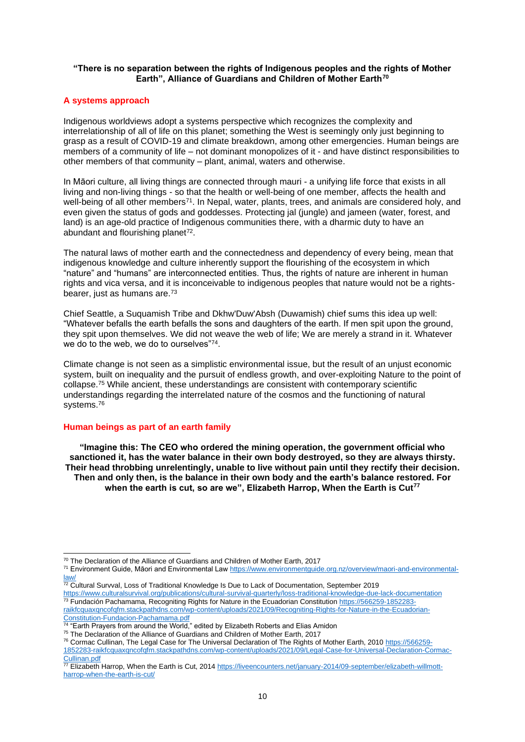**"There is no separation between the rights of Indigenous peoples and the rights of Mother Earth", Alliance of Guardians and Children of Mother Earth[70]**

## A systems approach

Indigenous worldviews adopt a systems perspective which recognizes the complexity and interrelationship of all of life on this planet; something the West is seemingly only just beginning to grasp as a result of COVID-19 and climate breakdown, among other emergencies. Human beings are members of a community of life – not dominant monopolizes of it - and have distinct responsibilities to other members of that community – plant, animal, waters and otherwise.

In Māori culture, all living things are connected through mauri - a unifying life force that exists in all living and non-living things - so that the health or well-being of one member, affects the health and well-being of all other members[71]. In Nepal, water, plants, trees, and animals are considered holy, and even given the status of gods and goddesses. Protecting jal (jungle) and jameen (water, forest, and land) is an age-old practice of Indigenous communities there, with a dharmic duty to have an abundant and flourishing planet[72].

The natural laws of mother earth and the connectedness and dependency of every being, mean that indigenous knowledge and culture inherently support the flourishing of the ecosystem in which "nature" and "humans" are interconnected entities. Thus, the rights of nature are inherent in human rights and vica versa, and it is inconceivable to indigenous peoples that nature would not be a rights-bearer, just as humans are.[73]

Chief Seattle, a Suquamish Tribe and Dkhw'Duw'Absh (Duwamish) chief sums this idea up well: "Whatever befalls the earth befalls the sons and daughters of the earth. If men spit upon the ground, they spit upon themselves. We did not weave the web of life; We are merely a strand in it. Whatever we do to the web, we do to ourselves"[74].

Climate change is not seen as a simplistic environmental issue, but the result of an unjust economic system, built on inequality and the pursuit of endless growth, and over-exploiting Nature to the point of collapse.[75] While ancient, these understandings are consistent with contemporary scientific understandings regarding the interrelated nature of the cosmos and the functioning of natural systems.[76]

## Human beings as part of an earth family

**"Imagine this: The CEO who ordered the mining operation, the government official who sanctioned it, has the water balance in their own body destroyed, so they are always thirsty. Their head throbbing unrelentingly, unable to live without pain until they rectify their decision. Then and only then, is the balance in their own body and the earth's balance restored. For when the earth is cut, so are we", Elizabeth Harrop, When the Earth is Cut[77]**

---

[70] The Declaration of the Alliance of Guardians and Children of Mother Earth, 2017

[71] Environment Guide, Māori and Environmental Law https://www.environmentguide.org.nz/overview/maori-and-environmental-law/

[72] Cultural Survval, Loss of Traditional Knowledge Is Due to Lack of Documentation, September 2019 https://www.culturalsurvival.org/publications/cultural-survival-quarterly/loss-traditional-knowledge-due-lack-documentation

[73] Fundación Pachamama, Recogniting Rights for Nature in the Ecuadorian Constitution https://566259-1852283-raikfcquaxqncofqfm.stackpathdns.com/wp-content/uploads/2021/09/Recogniting-Rights-for-Nature-in-the-Ecuadorian-Constitution-Fundacion-Pachamama.pdf

[74] "Earth Prayers from around the World," edited by Elizabeth Roberts and Elias Amidon

[75] The Declaration of the Alliance of Guardians and Children of Mother Earth, 2017

[76] Cormac Cullinan, The Legal Case for The Universal Declaration of The Rights of Mother Earth, 2010 https://566259-1852283-raikfcquaxqncofqfm.stackpathdns.com/wp-content/uploads/2021/09/Legal-Case-for-Universal-Declaration-Cormac-Cullinan.pdf

[77] Elizabeth Harrop, When the Earth is Cut, 2014 https://liveencounters.net/january-2014/09-september/elizabeth-willmott-harrop-when-the-earth-is-cut/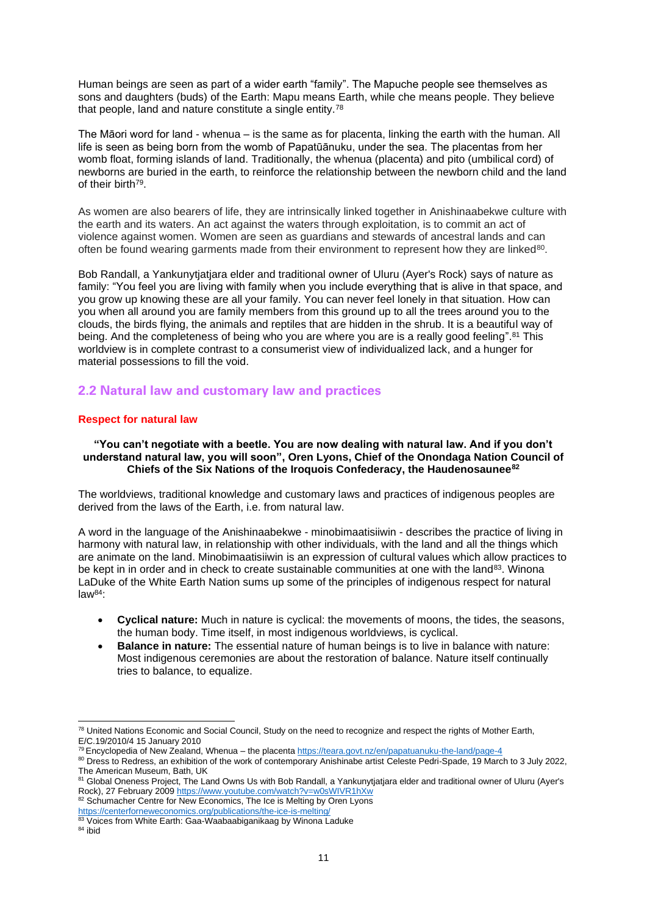Human beings are seen as part of a wider earth "family". The Mapuche people see themselves as sons and daughters (buds) of the Earth: Mapu means Earth, while che means people. They believe that people, land and nature constitute a single entity.[78]

The Māori word for land - whenua – is the same as for placenta, linking the earth with the human. All life is seen as being born from the womb of Papatūānuku, under the sea. The placentas from her womb float, forming islands of land. Traditionally, the whenua (placenta) and pito (umbilical cord) of newborns are buried in the earth, to reinforce the relationship between the newborn child and the land of their birth[79].

As women are also bearers of life, they are intrinsically linked together in Anishinaabekwe culture with the earth and its waters. An act against the waters through exploitation, is to commit an act of violence against women. Women are seen as guardians and stewards of ancestral lands and can often be found wearing garments made from their environment to represent how they are linked[80].

Bob Randall, a Yankunytjatjara elder and traditional owner of Uluru (Ayer's Rock) says of nature as family: "You feel you are living with family when you include everything that is alive in that space, and you grow up knowing these are all your family. You can never feel lonely in that situation. How can you when all around you are family members from this ground up to all the trees around you to the clouds, the birds flying, the animals and reptiles that are hidden in the shrub. It is a beautiful way of being. And the completeness of being who you are where you are is a really good feeling".[81] This worldview is in complete contrast to a consumerist view of individualized lack, and a hunger for material possessions to fill the void.

## 2.2 Natural law and customary law and practices

### Respect for natural law

**"You can't negotiate with a beetle. You are now dealing with natural law. And if you don't understand natural law, you will soon", Oren Lyons, Chief of the Onondaga Nation Council of Chiefs of the Six Nations of the Iroquois Confederacy, the Haudenosaunee[82]**

The worldviews, traditional knowledge and customary laws and practices of indigenous peoples are derived from the laws of the Earth, i.e. from natural law.

A word in the language of the Anishinaabekwe - minobimaatisiiwin - describes the practice of living in harmony with natural law, in relationship with other individuals, with the land and all the things which are animate on the land. Minobimaatisiiwin is an expression of cultural values which allow practices to be kept in in order and in check to create sustainable communities at one with the land[83]. Winona LaDuke of the White Earth Nation sums up some of the principles of indigenous respect for natural law[84]:

- **Cyclical nature:** Much in nature is cyclical: the movements of moons, the tides, the seasons, the human body. Time itself, in most indigenous worldviews, is cyclical.
- **Balance in nature:** The essential nature of human beings is to live in balance with nature: Most indigenous ceremonies are about the restoration of balance. Nature itself continually tries to balance, to equalize.

---

[78] United Nations Economic and Social Council, Study on the need to recognize and respect the rights of Mother Earth, E/C.19/2010/4 15 January 2010

[79] Encyclopedia of New Zealand, Whenua – the placenta https://teara.govt.nz/en/papatuanuku-the-land/page-4

[80] Dress to Redress, an exhibition of the work of contemporary Anishinabe artist Celeste Pedri-Spade, 19 March to 3 July 2022, The American Museum, Bath, UK

[81] Global Oneness Project, The Land Owns Us with Bob Randall, a Yankunytjatjara elder and traditional owner of Uluru (Ayer's Rock), 27 February 2009 https://www.youtube.com/watch?v=w0sWIVR1hXw

[82] Schumacher Centre for New Economics, The Ice is Melting by Oren Lyons https://centerforneweconomics.org/publications/the-ice-is-melting/

[83] Voices from White Earth: Gaa-Waabaabiganikaag by Winona Laduke

[84] ibid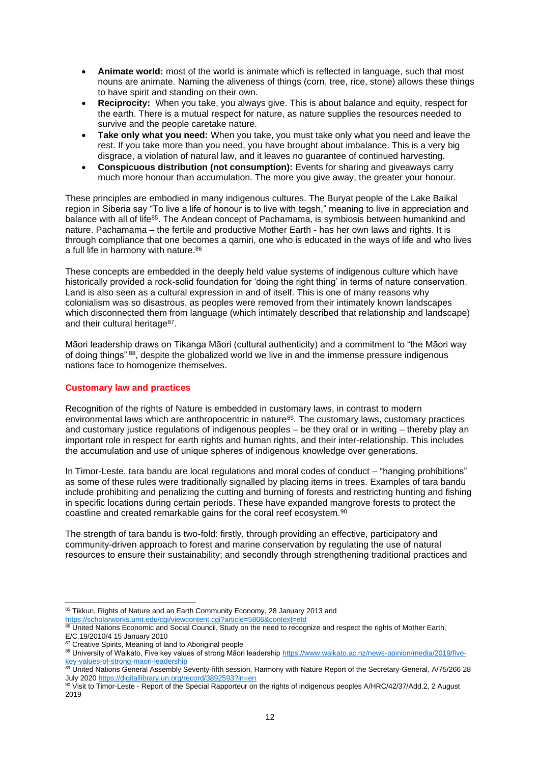- **Animate world:** most of the world is animate which is reflected in language, such that most nouns are animate. Naming the aliveness of things (corn, tree, rice, stone) allows these things to have spirit and standing on their own.
- **Reciprocity:** When you take, you always give. This is about balance and equity, respect for the earth. There is a mutual respect for nature, as nature supplies the resources needed to survive and the people caretake nature.
- **Take only what you need:** When you take, you must take only what you need and leave the rest. If you take more than you need, you have brought about imbalance. This is a very big disgrace, a violation of natural law, and it leaves no guarantee of continued harvesting.
- **Conspicuous distribution (not consumption):** Events for sharing and giveaways carry much more honour than accumulation. The more you give away, the greater your honour.

These principles are embodied in many indigenous cultures. The Buryat people of the Lake Baikal region in Siberia say "To live a life of honour is to live with tegsh," meaning to live in appreciation and balance with all of life[85]. The Andean concept of Pachamama, is symbiosis between humankind and nature. Pachamama – the fertile and productive Mother Earth - has her own laws and rights. It is through compliance that one becomes a qamiri, one who is educated in the ways of life and who lives a full life in harmony with nature.[86]

These concepts are embedded in the deeply held value systems of indigenous culture which have historically provided a rock-solid foundation for 'doing the right thing' in terms of nature conservation. Land is also seen as a cultural expression in and of itself. This is one of many reasons why colonialism was so disastrous, as peoples were removed from their intimately known landscapes which disconnected them from language (which intimately described that relationship and landscape) and their cultural heritage[87].

Māori leadership draws on Tikanga Māori (cultural authenticity) and a commitment to "the Māori way of doing things" [88], despite the globalized world we live in and the immense pressure indigenous nations face to homogenize themselves.

### Customary law and practices

Recognition of the rights of Nature is embedded in customary laws, in contrast to modern environmental laws which are anthropocentric in nature[89]. The customary laws, customary practices and customary justice regulations of indigenous peoples – be they oral or in writing – thereby play an important role in respect for earth rights and human rights, and their inter-relationship. This includes the accumulation and use of unique spheres of indigenous knowledge over generations.

In Timor-Leste, tara bandu are local regulations and moral codes of conduct – "hanging prohibitions" as some of these rules were traditionally signalled by placing items in trees. Examples of tara bandu include prohibiting and penalizing the cutting and burning of forests and restricting hunting and fishing in specific locations during certain periods. These have expanded mangrove forests to protect the coastline and created remarkable gains for the coral reef ecosystem.[90]

The strength of tara bandu is two-fold: firstly, through providing an effective, participatory and community-driven approach to forest and marine conservation by regulating the use of natural resources to ensure their sustainability; and secondly through strengthening traditional practices and

---

[85] Tikkun, Rights of Nature and an Earth Community Economy, 28 January 2013 and https://scholarworks.umt.edu/cgi/viewcontent.cgi?article=5806&context=etd

[86] United Nations Economic and Social Council, Study on the need to recognize and respect the rights of Mother Earth, E/C.19/2010/4 15 January 2010

[87] Creative Spirits, Meaning of land to Aboriginal people

[88] University of Waikato, Five key values of strong Māori leadership https://www.waikato.ac.nz/news-opinion/media/2019/five-key-values-of-strong-maori-leadership

[89] United Nations General Assembly Seventy-fifth session, Harmony with Nature Report of the Secretary-General, A/75/266 28 July 2020 https://digitallibrary.un.org/record/3892593?ln=en

[90] Visit to Timor-Leste - Report of the Special Rapporteur on the rights of indigenous peoples A/HRC/42/37/Add.2, 2 August 2019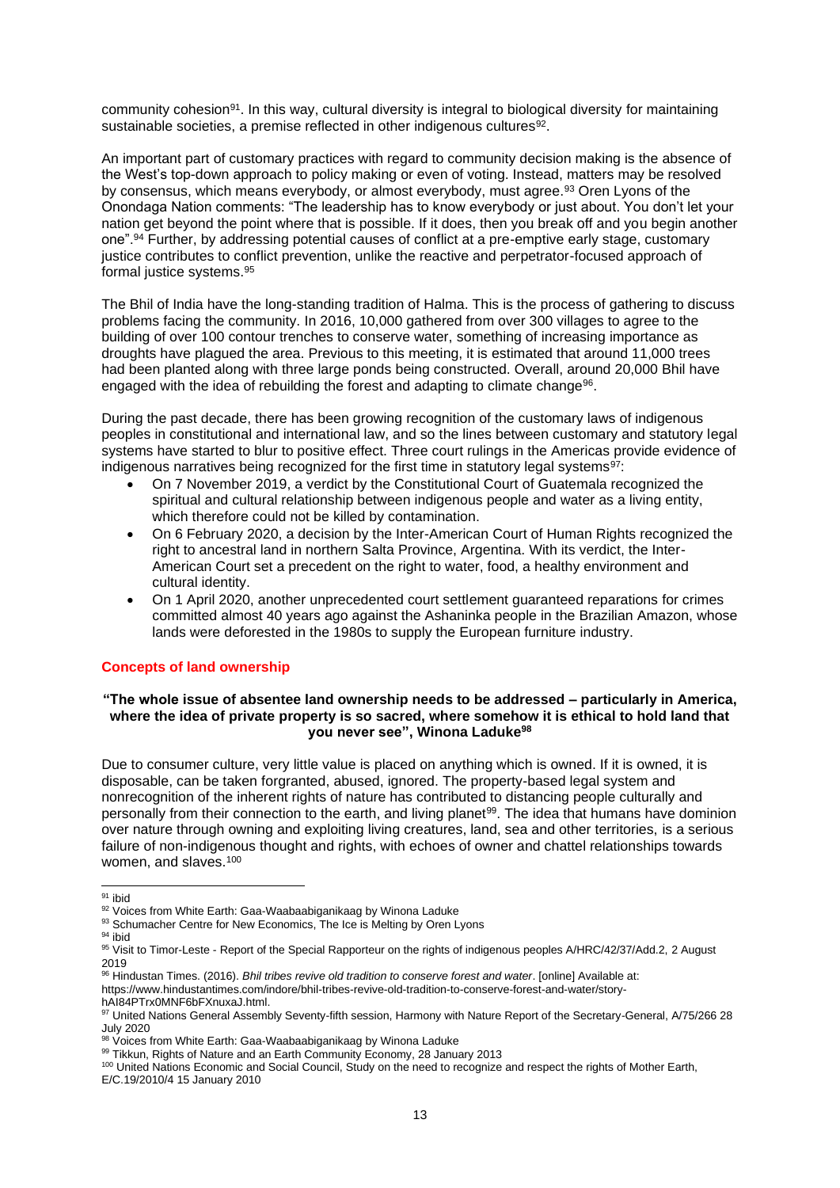community cohesion[91]. In this way, cultural diversity is integral to biological diversity for maintaining sustainable societies, a premise reflected in other indigenous cultures[92].

An important part of customary practices with regard to community decision making is the absence of the West's top-down approach to policy making or even of voting. Instead, matters may be resolved by consensus, which means everybody, or almost everybody, must agree.[93] Oren Lyons of the Onondaga Nation comments: "The leadership has to know everybody or just about. You don't let your nation get beyond the point where that is possible. If it does, then you break off and you begin another one".[94] Further, by addressing potential causes of conflict at a pre-emptive early stage, customary justice contributes to conflict prevention, unlike the reactive and perpetrator-focused approach of formal justice systems.[95]

The Bhil of India have the long-standing tradition of Halma. This is the process of gathering to discuss problems facing the community. In 2016, 10,000 gathered from over 300 villages to agree to the building of over 100 contour trenches to conserve water, something of increasing importance as droughts have plagued the area. Previous to this meeting, it is estimated that around 11,000 trees had been planted along with three large ponds being constructed. Overall, around 20,000 Bhil have engaged with the idea of rebuilding the forest and adapting to climate change[96].

During the past decade, there has been growing recognition of the customary laws of indigenous peoples in constitutional and international law, and so the lines between customary and statutory legal systems have started to blur to positive effect. Three court rulings in the Americas provide evidence of indigenous narratives being recognized for the first time in statutory legal systems[97]:

- On 7 November 2019, a verdict by the Constitutional Court of Guatemala recognized the spiritual and cultural relationship between indigenous people and water as a living entity, which therefore could not be killed by contamination.
- On 6 February 2020, a decision by the Inter-American Court of Human Rights recognized the right to ancestral land in northern Salta Province, Argentina. With its verdict, the Inter-American Court set a precedent on the right to water, food, a healthy environment and cultural identity.
- On 1 April 2020, another unprecedented court settlement guaranteed reparations for crimes committed almost 40 years ago against the Ashaninka people in the Brazilian Amazon, whose lands were deforested in the 1980s to supply the European furniture industry.

## Concepts of land ownership

**"The whole issue of absentee land ownership needs to be addressed – particularly in America, where the idea of private property is so sacred, where somehow it is ethical to hold land that you never see", Winona Laduke[98]**

Due to consumer culture, very little value is placed on anything which is owned. If it is owned, it is disposable, can be taken forgranted, abused, ignored. The property-based legal system and nonrecognition of the inherent rights of nature has contributed to distancing people culturally and personally from their connection to the earth, and living planet[99]. The idea that humans have dominion over nature through owning and exploiting living creatures, land, sea and other territories, is a serious failure of non-indigenous thought and rights, with echoes of owner and chattel relationships towards women, and slaves.[100]

---

[91] ibid

[92] Voices from White Earth: Gaa-Waabaabiganikaag by Winona Laduke

[93] Schumacher Centre for New Economics, The Ice is Melting by Oren Lyons

[94] ibid

[95] Visit to Timor-Leste - Report of the Special Rapporteur on the rights of indigenous peoples A/HRC/42/37/Add.2, 2 August 2019

[96] Hindustan Times. (2016). *Bhil tribes revive old tradition to conserve forest and water*. [online] Available at: https://www.hindustantimes.com/indore/bhil-tribes-revive-old-tradition-to-conserve-forest-and-water/story-hAI84PTrx0MNF6bFXnuxaJ.html.

[97] United Nations General Assembly Seventy-fifth session, Harmony with Nature Report of the Secretary-General, A/75/266 28 July 2020

[98] Voices from White Earth: Gaa-Waabaabiganikaag by Winona Laduke

[99] Tikkun, Rights of Nature and an Earth Community Economy, 28 January 2013

[100] United Nations Economic and Social Council, Study on the need to recognize and respect the rights of Mother Earth, E/C.19/2010/4 15 January 2010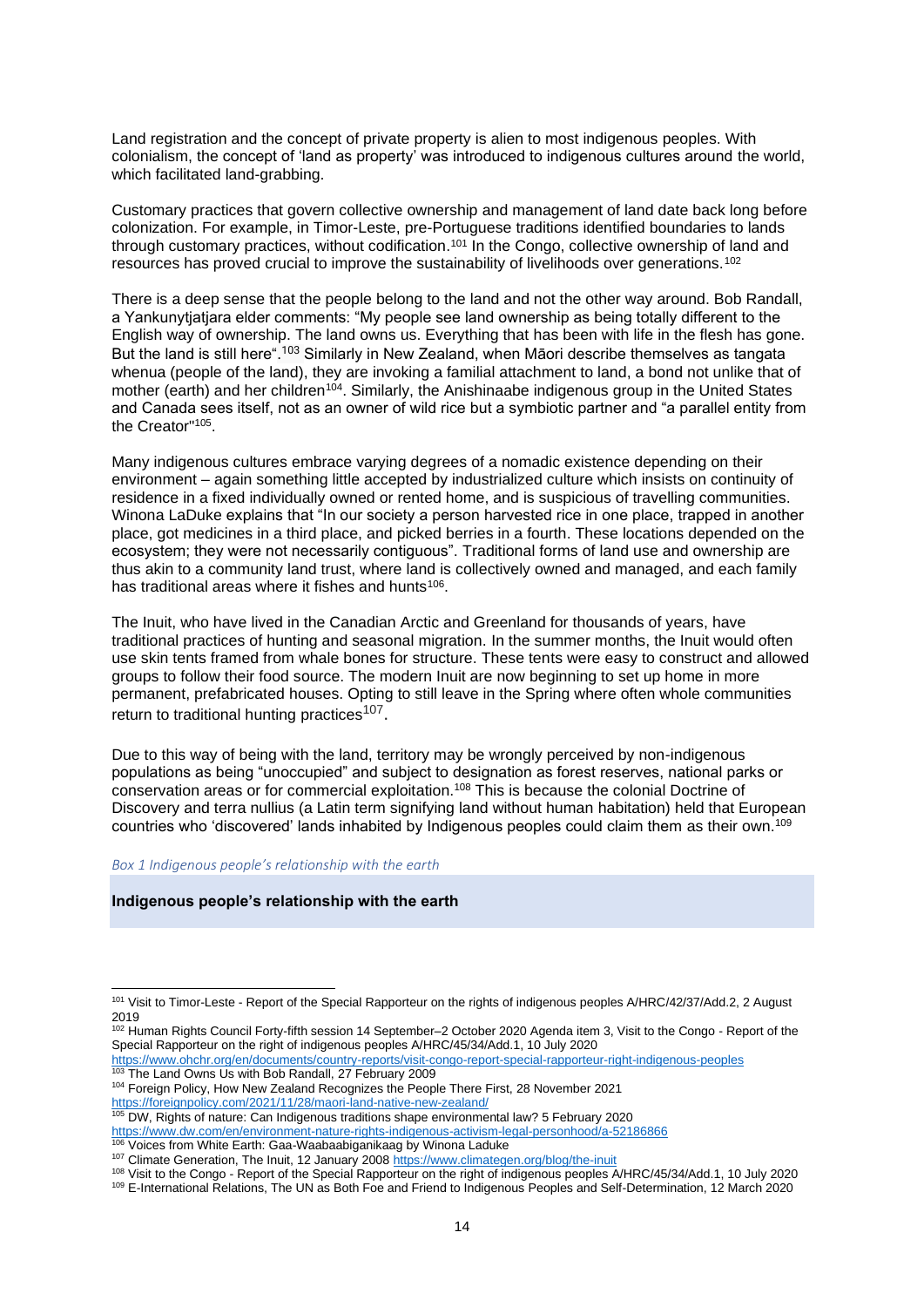Land registration and the concept of private property is alien to most indigenous peoples. With colonialism, the concept of 'land as property' was introduced to indigenous cultures around the world, which facilitated land-grabbing.

Customary practices that govern collective ownership and management of land date back long before colonization. For example, in Timor-Leste, pre-Portuguese traditions identified boundaries to lands through customary practices, without codification.[101] In the Congo, collective ownership of land and resources has proved crucial to improve the sustainability of livelihoods over generations.[102]

There is a deep sense that the people belong to the land and not the other way around. Bob Randall, a Yankunytjatjara elder comments: "My people see land ownership as being totally different to the English way of ownership. The land owns us. Everything that has been with life in the flesh has gone. But the land is still here".[103] Similarly in New Zealand, when Māori describe themselves as tangata whenua (people of the land), they are invoking a familial attachment to land, a bond not unlike that of mother (earth) and her children[104]. Similarly, the Anishinaabe indigenous group in the United States and Canada sees itself, not as an owner of wild rice but a symbiotic partner and "a parallel entity from the Creator"[105].

Many indigenous cultures embrace varying degrees of a nomadic existence depending on their environment – again something little accepted by industrialized culture which insists on continuity of residence in a fixed individually owned or rented home, and is suspicious of travelling communities. Winona LaDuke explains that "In our society a person harvested rice in one place, trapped in another place, got medicines in a third place, and picked berries in a fourth. These locations depended on the ecosystem; they were not necessarily contiguous". Traditional forms of land use and ownership are thus akin to a community land trust, where land is collectively owned and managed, and each family has traditional areas where it fishes and hunts[106].

The Inuit, who have lived in the Canadian Arctic and Greenland for thousands of years, have traditional practices of hunting and seasonal migration. In the summer months, the Inuit would often use skin tents framed from whale bones for structure. These tents were easy to construct and allowed groups to follow their food source. The modern Inuit are now beginning to set up home in more permanent, prefabricated houses. Opting to still leave in the Spring where often whole communities return to traditional hunting practices[107].

Due to this way of being with the land, territory may be wrongly perceived by non-indigenous populations as being "unoccupied" and subject to designation as forest reserves, national parks or conservation areas or for commercial exploitation.[108] This is because the colonial Doctrine of Discovery and terra nullius (a Latin term signifying land without human habitation) held that European countries who 'discovered' lands inhabited by Indigenous peoples could claim them as their own.[109]

*Box 1 Indigenous people's relationship with the earth*

**Indigenous people's relationship with the earth**

---

[101] Visit to Timor-Leste - Report of the Special Rapporteur on the rights of indigenous peoples A/HRC/42/37/Add.2, 2 August 2019

[102] Human Rights Council Forty-fifth session 14 September–2 October 2020 Agenda item 3, Visit to the Congo - Report of the Special Rapporteur on the right of indigenous peoples A/HRC/45/34/Add.1, 10 July 2020 https://www.ohchr.org/en/documents/country-reports/visit-congo-report-special-rapporteur-right-indigenous-peoples

[103] The Land Owns Us with Bob Randall, 27 February 2009

[104] Foreign Policy, How New Zealand Recognizes the People There First, 28 November 2021 https://foreignpolicy.com/2021/11/28/maori-land-native-new-zealand/

[105] DW, Rights of nature: Can Indigenous traditions shape environmental law? 5 February 2020 https://www.dw.com/en/environment-nature-rights-indigenous-activism-legal-personhood/a-52186866

[106] Voices from White Earth: Gaa-Waabaabiganikaag by Winona Laduke

[107] Climate Generation, The Inuit, 12 January 2008 https://www.climategen.org/blog/the-inuit

[108] Visit to the Congo - Report of the Special Rapporteur on the right of indigenous peoples A/HRC/45/34/Add.1, 10 July 2020

[109] E-International Relations, The UN as Both Foe and Friend to Indigenous Peoples and Self-Determination, 12 March 2020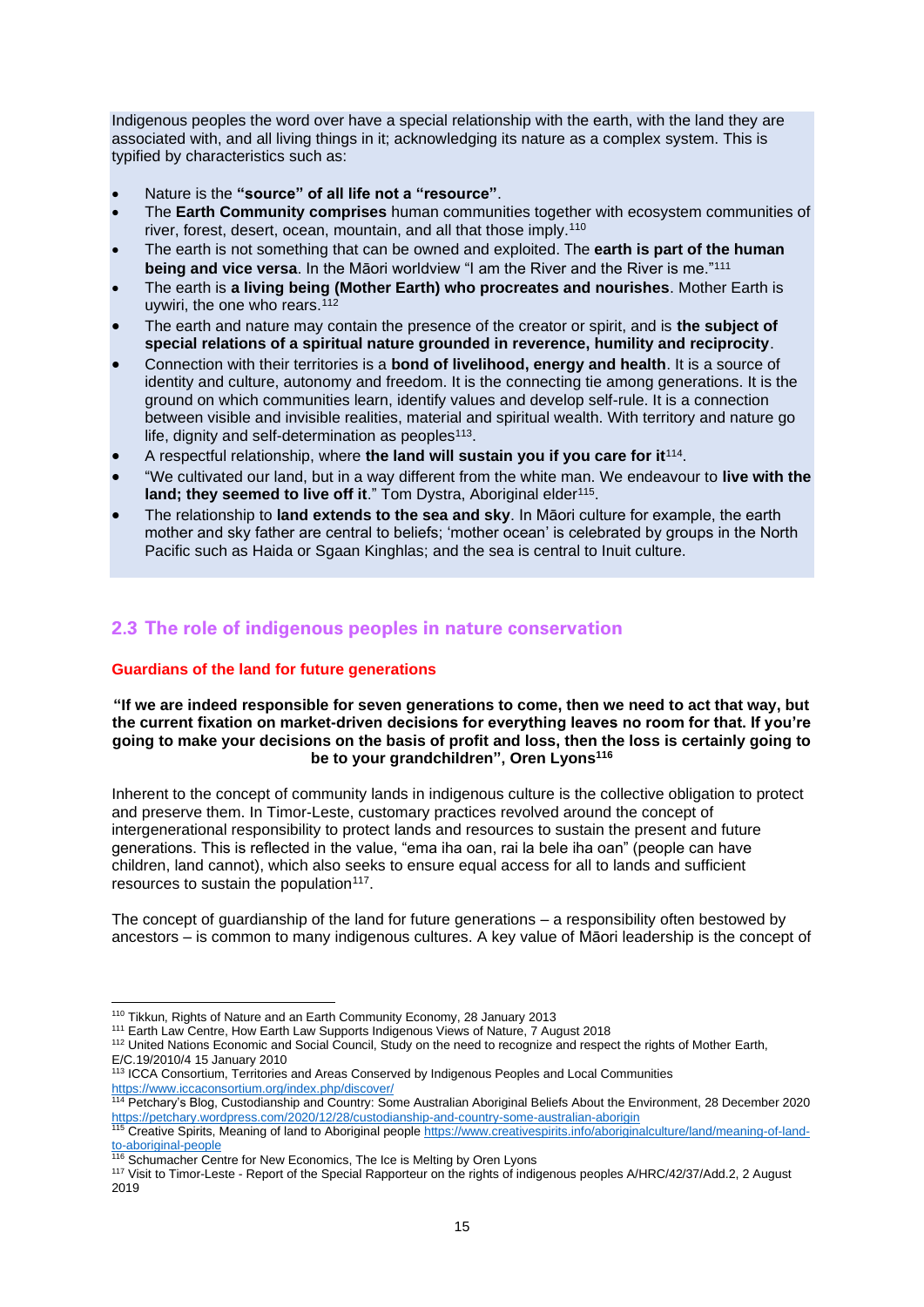Indigenous peoples the word over have a special relationship with the earth, with the land they are associated with, and all living things in it; acknowledging its nature as a complex system. This is typified by characteristics such as:

- Nature is the **"source" of all life not a "resource"**.
- The **Earth Community comprises** human communities together with ecosystem communities of river, forest, desert, ocean, mountain, and all that those imply.[110]
- The earth is not something that can be owned and exploited. The **earth is part of the human being and vice versa**. In the Māori worldview "I am the River and the River is me."[111]
- The earth is **a living being (Mother Earth) who procreates and nourishes**. Mother Earth is uywiri, the one who rears.[112]
- The earth and nature may contain the presence of the creator or spirit, and is **the subject of special relations of a spiritual nature grounded in reverence, humility and reciprocity**.
- Connection with their territories is a **bond of livelihood, energy and health**. It is a source of identity and culture, autonomy and freedom. It is the connecting tie among generations. It is the ground on which communities learn, identify values and develop self-rule. It is a connection between visible and invisible realities, material and spiritual wealth. With territory and nature go life, dignity and self-determination as peoples[113].
- A respectful relationship, where **the land will sustain you if you care for it**[114].
- "We cultivated our land, but in a way different from the white man. We endeavour to **live with the land; they seemed to live off it**." Tom Dystra, Aboriginal elder[115].
- The relationship to **land extends to the sea and sky**. In Māori culture for example, the earth mother and sky father are central to beliefs; 'mother ocean' is celebrated by groups in the North Pacific such as Haida or Sgaan Kinghlas; and the sea is central to Inuit culture.

## 2.3 The role of indigenous peoples in nature conservation

### Guardians of the land for future generations

**"If we are indeed responsible for seven generations to come, then we need to act that way, but the current fixation on market-driven decisions for everything leaves no room for that. If you're going to make your decisions on the basis of profit and loss, then the loss is certainly going to be to your grandchildren", Oren Lyons[116]**

Inherent to the concept of community lands in indigenous culture is the collective obligation to protect and preserve them. In Timor-Leste, customary practices revolved around the concept of intergenerational responsibility to protect lands and resources to sustain the present and future generations. This is reflected in the value, "ema iha oan, rai la bele iha oan" (people can have children, land cannot), which also seeks to ensure equal access for all to lands and sufficient resources to sustain the population[117].

The concept of guardianship of the land for future generations – a responsibility often bestowed by ancestors – is common to many indigenous cultures. A key value of Māori leadership is the concept of

---

[110] Tikkun, Rights of Nature and an Earth Community Economy, 28 January 2013

[111] Earth Law Centre, How Earth Law Supports Indigenous Views of Nature, 7 August 2018

[112] United Nations Economic and Social Council, Study on the need to recognize and respect the rights of Mother Earth, E/C.19/2010/4 15 January 2010

[113] ICCA Consortium, Territories and Areas Conserved by Indigenous Peoples and Local Communities https://www.iccaconsortium.org/index.php/discover/

[114] Petchary's Blog, Custodianship and Country: Some Australian Aboriginal Beliefs About the Environment, 28 December 2020 https://petchary.wordpress.com/2020/12/28/custodianship-and-country-some-australian-aborigin

[115] Creative Spirits, Meaning of land to Aboriginal people https://www.creativespirits.info/aboriginalculture/land/meaning-of-land-to-aboriginal-people

[116] Schumacher Centre for New Economics, The Ice is Melting by Oren Lyons

[117] Visit to Timor-Leste - Report of the Special Rapporteur on the rights of indigenous peoples A/HRC/42/37/Add.2, 2 August 2019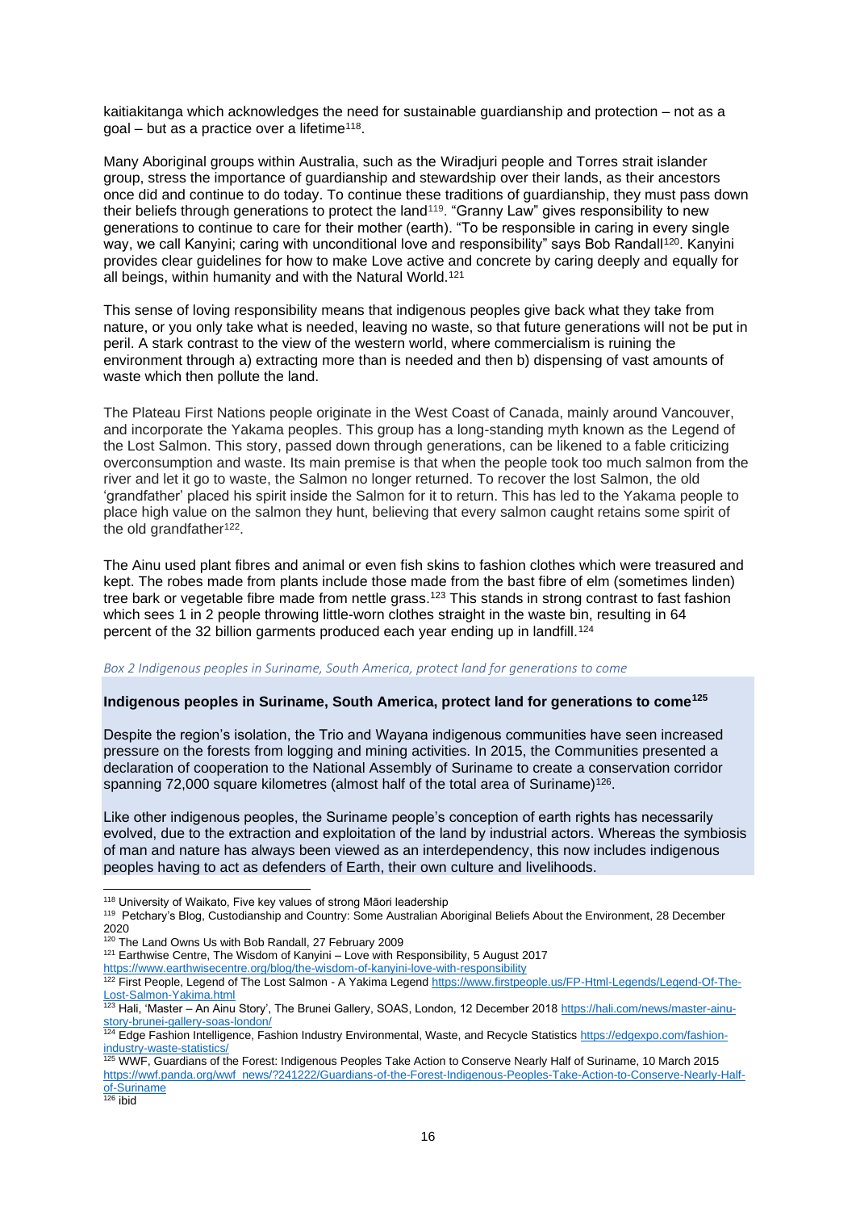kaitiakitanga which acknowledges the need for sustainable guardianship and protection – not as a goal – but as a practice over a lifetime[118].

Many Aboriginal groups within Australia, such as the Wiradjuri people and Torres strait islander group, stress the importance of guardianship and stewardship over their lands, as their ancestors once did and continue to do today. To continue these traditions of guardianship, they must pass down their beliefs through generations to protect the land[119]. "Granny Law" gives responsibility to new generations to continue to care for their mother (earth). "To be responsible in caring in every single way, we call Kanyini; caring with unconditional love and responsibility" says Bob Randall[120]. Kanyini provides clear guidelines for how to make Love active and concrete by caring deeply and equally for all beings, within humanity and with the Natural World.[121]

This sense of loving responsibility means that indigenous peoples give back what they take from nature, or you only take what is needed, leaving no waste, so that future generations will not be put in peril. A stark contrast to the view of the western world, where commercialism is ruining the environment through a) extracting more than is needed and then b) dispensing of vast amounts of waste which then pollute the land.

The Plateau First Nations people originate in the West Coast of Canada, mainly around Vancouver, and incorporate the Yakama peoples. This group has a long-standing myth known as the Legend of the Lost Salmon. This story, passed down through generations, can be likened to a fable criticizing overconsumption and waste. Its main premise is that when the people took too much salmon from the river and let it go to waste, the Salmon no longer returned. To recover the lost Salmon, the old 'grandfather' placed his spirit inside the Salmon for it to return. This has led to the Yakama people to place high value on the salmon they hunt, believing that every salmon caught retains some spirit of the old grandfather[122].

The Ainu used plant fibres and animal or even fish skins to fashion clothes which were treasured and kept. The robes made from plants include those made from the bast fibre of elm (sometimes linden) tree bark or vegetable fibre made from nettle grass.[123] This stands in strong contrast to fast fashion which sees 1 in 2 people throwing little-worn clothes straight in the waste bin, resulting in 64 percent of the 32 billion garments produced each year ending up in landfill.[124]

*Box 2 Indigenous peoples in Suriname, South America, protect land for generations to come*

**Indigenous peoples in Suriname, South America, protect land for generations to come[125]**

Despite the region's isolation, the Trio and Wayana indigenous communities have seen increased pressure on the forests from logging and mining activities. In 2015, the Communities presented a declaration of cooperation to the National Assembly of Suriname to create a conservation corridor spanning 72,000 square kilometres (almost half of the total area of Suriname)[126].

Like other indigenous peoples, the Suriname people's conception of earth rights has necessarily evolved, due to the extraction and exploitation of the land by industrial actors. Whereas the symbiosis of man and nature has always been viewed as an interdependency, this now includes indigenous peoples having to act as defenders of Earth, their own culture and livelihoods.

---

[118] University of Waikato, Five key values of strong Māori leadership

[119] Petchary's Blog, Custodianship and Country: Some Australian Aboriginal Beliefs About the Environment, 28 December 2020

[120] The Land Owns Us with Bob Randall, 27 February 2009

[121] Earthwise Centre, The Wisdom of Kanyini – Love with Responsibility, 5 August 2017 https://www.earthwisecentre.org/blog/the-wisdom-of-kanyini-love-with-responsibility

[122] First People, Legend of The Lost Salmon - A Yakima Legend https://www.firstpeople.us/FP-Html-Legends/Legend-Of-The-Lost-Salmon-Yakima.html

[123] Hali, 'Master – An Ainu Story', The Brunei Gallery, SOAS, London, 12 December 2018 https://hali.com/news/master-ainu-story-brunei-gallery-soas-london/

[124] Edge Fashion Intelligence, Fashion Industry Environmental, Waste, and Recycle Statistics https://edgexpo.com/fashion-industry-waste-statistics/

[125] WWF, Guardians of the Forest: Indigenous Peoples Take Action to Conserve Nearly Half of Suriname, 10 March 2015 https://wwf.panda.org/wwf_news/?241222/Guardians-of-the-Forest-Indigenous-Peoples-Take-Action-to-Conserve-Nearly-Half-of-Suriname

[126] ibid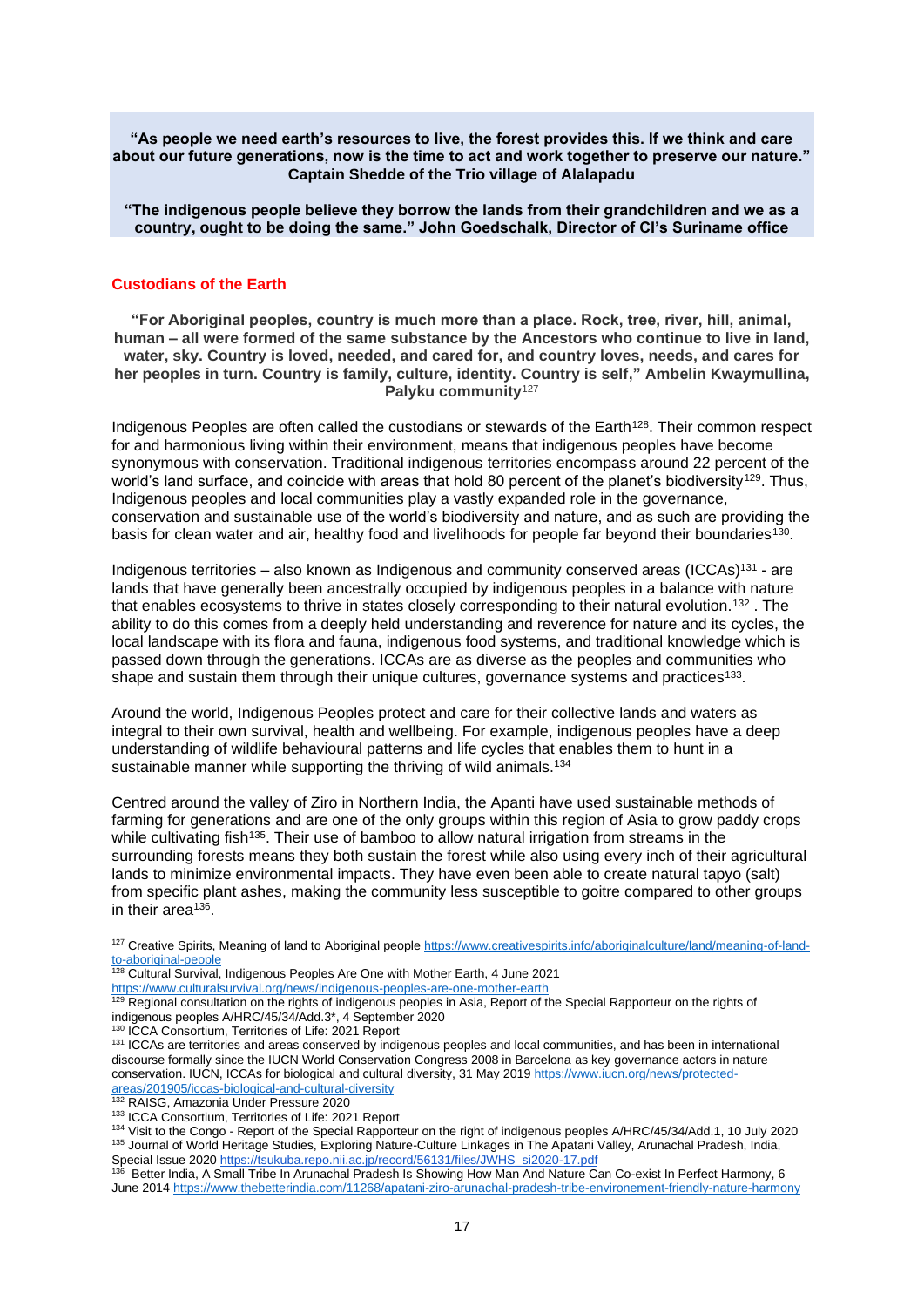**"As people we need earth's resources to live, the forest provides this. If we think and care about our future generations, now is the time to act and work together to preserve our nature." Captain Shedde of the Trio village of Alalapadu**

**"The indigenous people believe they borrow the lands from their grandchildren and we as a country, ought to be doing the same." John Goedschalk, Director of CI's Suriname office**

## Custodians of the Earth

**"For Aboriginal peoples, country is much more than a place. Rock, tree, river, hill, animal, human – all were formed of the same substance by the Ancestors who continue to live in land, water, sky. Country is loved, needed, and cared for, and country loves, needs, and cares for her peoples in turn. Country is family, culture, identity. Country is self," Ambelin Kwaymullina, Palyku community**[127]

Indigenous Peoples are often called the custodians or stewards of the Earth[128]. Their common respect for and harmonious living within their environment, means that indigenous peoples have become synonymous with conservation. Traditional indigenous territories encompass around 22 percent of the world's land surface, and coincide with areas that hold 80 percent of the planet's biodiversity[129]. Thus, Indigenous peoples and local communities play a vastly expanded role in the governance, conservation and sustainable use of the world's biodiversity and nature, and as such are providing the basis for clean water and air, healthy food and livelihoods for people far beyond their boundaries[130].

Indigenous territories – also known as Indigenous and community conserved areas (ICCAs)[131] - are lands that have generally been ancestrally occupied by indigenous peoples in a balance with nature that enables ecosystems to thrive in states closely corresponding to their natural evolution.[132] . The ability to do this comes from a deeply held understanding and reverence for nature and its cycles, the local landscape with its flora and fauna, indigenous food systems, and traditional knowledge which is passed down through the generations. ICCAs are as diverse as the peoples and communities who shape and sustain them through their unique cultures, governance systems and practices[133].

Around the world, Indigenous Peoples protect and care for their collective lands and waters as integral to their own survival, health and wellbeing. For example, indigenous peoples have a deep understanding of wildlife behavioural patterns and life cycles that enables them to hunt in a sustainable manner while supporting the thriving of wild animals.[134]

Centred around the valley of Ziro in Northern India, the Apanti have used sustainable methods of farming for generations and are one of the only groups within this region of Asia to grow paddy crops while cultivating fish[135]. Their use of bamboo to allow natural irrigation from streams in the surrounding forests means they both sustain the forest while also using every inch of their agricultural lands to minimize environmental impacts. They have even been able to create natural tapyo (salt) from specific plant ashes, making the community less susceptible to goitre compared to other groups in their area[136].

---

[127] Creative Spirits, Meaning of land to Aboriginal people https://www.creativespirits.info/aboriginalculture/land/meaning-of-land-to-aboriginal-people

[128] Cultural Survival, Indigenous Peoples Are One with Mother Earth, 4 June 2021 https://www.culturalsurvival.org/news/indigenous-peoples-are-one-mother-earth

[129] Regional consultation on the rights of indigenous peoples in Asia, Report of the Special Rapporteur on the rights of indigenous peoples A/HRC/45/34/Add.3*, 4 September 2020

[130] ICCA Consortium, Territories of Life: 2021 Report

[131] ICCAs are territories and areas conserved by indigenous peoples and local communities, and has been in international discourse formally since the IUCN World Conservation Congress 2008 in Barcelona as key governance actors in nature conservation. IUCN, ICCAs for biological and cultural diversity, 31 May 2019 https://www.iucn.org/news/protected-areas/201905/iccas-biological-and-cultural-diversity

[132] RAISG, Amazonia Under Pressure 2020

[133] ICCA Consortium, Territories of Life: 2021 Report

[134] Visit to the Congo - Report of the Special Rapporteur on the right of indigenous peoples A/HRC/45/34/Add.1, 10 July 2020

[135] Journal of World Heritage Studies, Exploring Nature-Culture Linkages in The Apatani Valley, Arunachal Pradesh, India, Special Issue 2020 https://tsukuba.repo.nii.ac.jp/record/56131/files/JWHS_si2020-17.pdf

[136] Better India, A Small Tribe In Arunachal Pradesh Is Showing How Man And Nature Can Co-exist In Perfect Harmony, 6 June 2014 https://www.thebetterindia.com/11268/apatani-ziro-arunachal-pradesh-tribe-environement-friendly-nature-harmony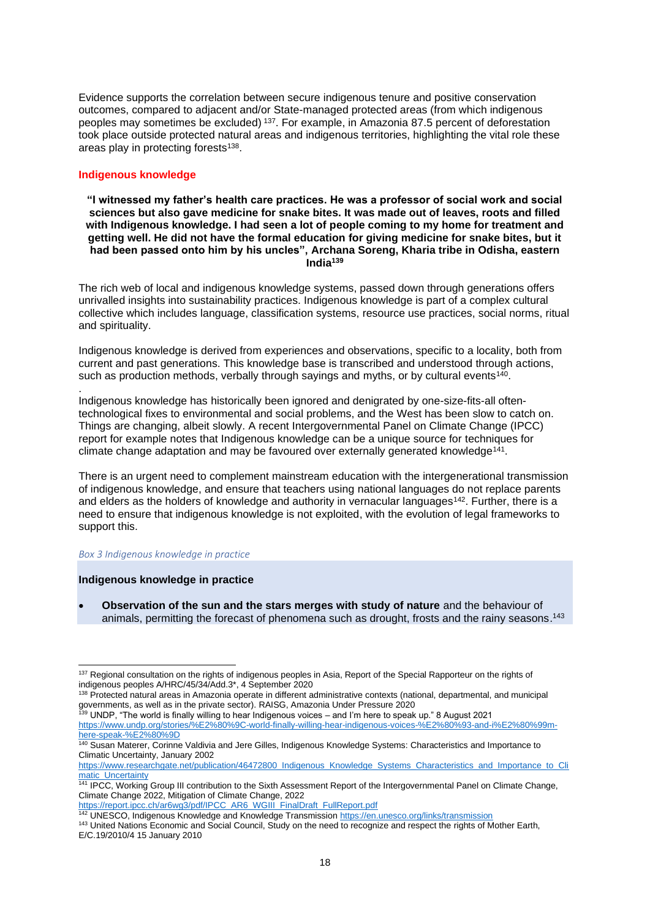Evidence supports the correlation between secure indigenous tenure and positive conservation outcomes, compared to adjacent and/or State-managed protected areas (from which indigenous peoples may sometimes be excluded) [137]. For example, in Amazonia 87.5 percent of deforestation took place outside protected natural areas and indigenous territories, highlighting the vital role these areas play in protecting forests[138].

### Indigenous knowledge

> **"I witnessed my father's health care practices. He was a professor of social work and social sciences but also gave medicine for snake bites. It was made out of leaves, roots and filled with Indigenous knowledge. I had seen a lot of people coming to my home for treatment and getting well. He did not have the formal education for giving medicine for snake bites, but it had been passed onto him by his uncles", Archana Soreng, Kharia tribe in Odisha, eastern India[139]**

The rich web of local and indigenous knowledge systems, passed down through generations offers unrivalled insights into sustainability practices. Indigenous knowledge is part of a complex cultural collective which includes language, classification systems, resource use practices, social norms, ritual and spirituality.

Indigenous knowledge is derived from experiences and observations, specific to a locality, both from current and past generations. This knowledge base is transcribed and understood through actions, such as production methods, verbally through sayings and myths, or by cultural events[140].

.

Indigenous knowledge has historically been ignored and denigrated by one-size-fits-all often-technological fixes to environmental and social problems, and the West has been slow to catch on. Things are changing, albeit slowly. A recent Intergovernmental Panel on Climate Change (IPCC) report for example notes that Indigenous knowledge can be a unique source for techniques for climate change adaptation and may be favoured over externally generated knowledge[141].

There is an urgent need to complement mainstream education with the intergenerational transmission of indigenous knowledge, and ensure that teachers using national languages do not replace parents and elders as the holders of knowledge and authority in vernacular languages[142]. Further, there is a need to ensure that indigenous knowledge is not exploited, with the evolution of legal frameworks to support this.

*Box 3 Indigenous knowledge in practice*

**Indigenous knowledge in practice**

- **Observation of the sun and the stars merges with study of nature** and the behaviour of animals, permitting the forecast of phenomena such as drought, frosts and the rainy seasons.[143]

---

[137] Regional consultation on the rights of indigenous peoples in Asia, Report of the Special Rapporteur on the rights of indigenous peoples A/HRC/45/34/Add.3*, 4 September 2020

[138] Protected natural areas in Amazonia operate in different administrative contexts (national, departmental, and municipal governments, as well as in the private sector). RAISG, Amazonia Under Pressure 2020

[139] UNDP, "The world is finally willing to hear Indigenous voices – and I'm here to speak up." 8 August 2021 https://www.undp.org/stories/%E2%80%9C-world-finally-willing-hear-indigenous-voices-%E2%80%93-and-i%E2%80%99m-here-speak-%E2%80%9D

[140] Susan Materer, Corinne Valdivia and Jere Gilles, Indigenous Knowledge Systems: Characteristics and Importance to Climatic Uncertainty, January 2002 https://www.researchgate.net/publication/46472800_Indigenous_Knowledge_Systems_Characteristics_and_Importance_to_Climatic_Uncertainty

[141] IPCC, Working Group III contribution to the Sixth Assessment Report of the Intergovernmental Panel on Climate Change, Climate Change 2022, Mitigation of Climate Change, 2022 https://report.ipcc.ch/ar6wg3/pdf/IPCC_AR6_WGIII_FinalDraft_FullReport.pdf

[142] UNESCO, Indigenous Knowledge and Knowledge Transmission https://en.unesco.org/links/transmission

[143] United Nations Economic and Social Council, Study on the need to recognize and respect the rights of Mother Earth, E/C.19/2010/4 15 January 2010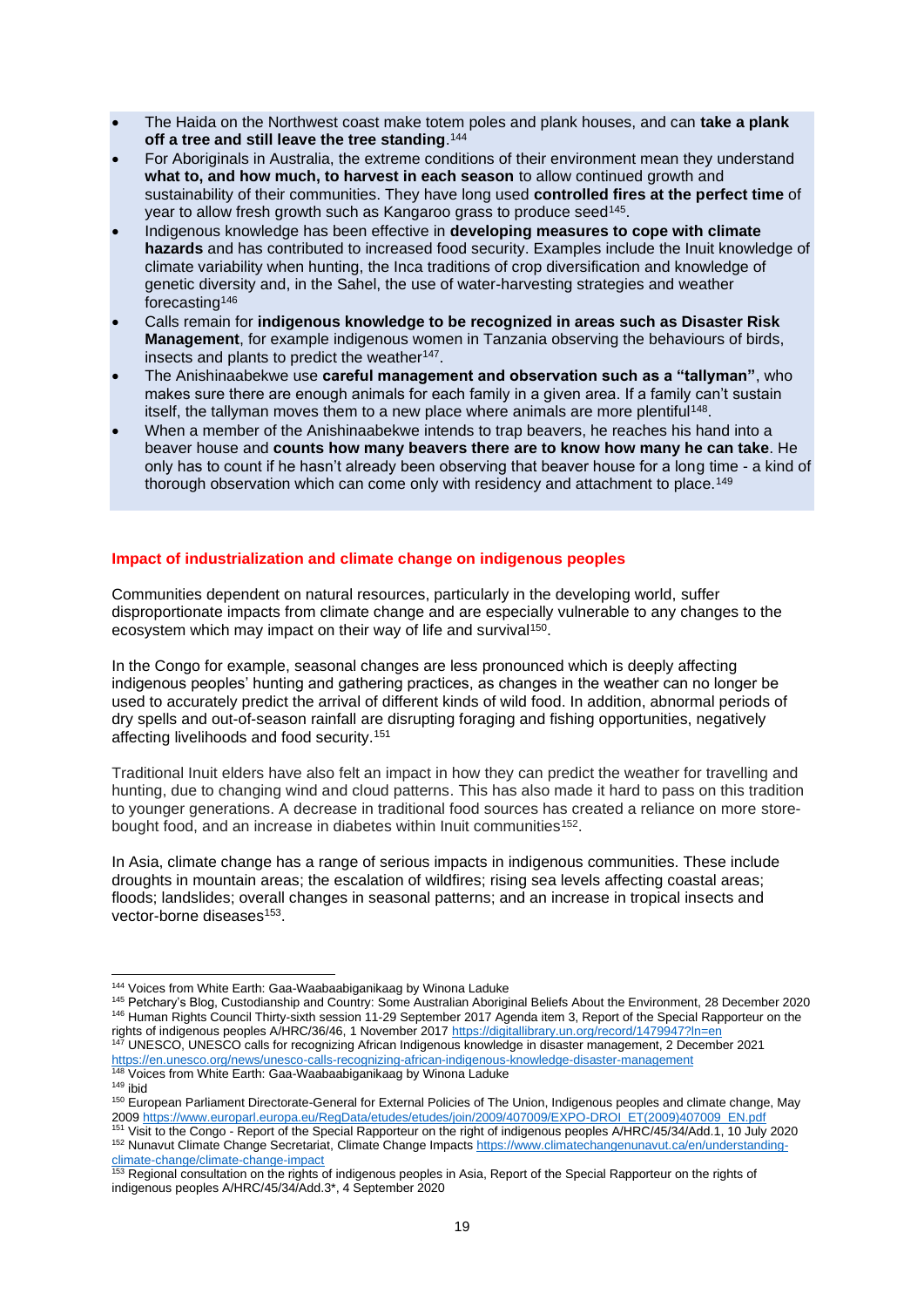- The Haida on the Northwest coast make totem poles and plank houses, and can **take a plank off a tree and still leave the tree standing**.[144]
- For Aboriginals in Australia, the extreme conditions of their environment mean they understand **what to, and how much, to harvest in each season** to allow continued growth and sustainability of their communities. They have long used **controlled fires at the perfect time** of year to allow fresh growth such as Kangaroo grass to produce seed[145].
- Indigenous knowledge has been effective in **developing measures to cope with climate hazards** and has contributed to increased food security. Examples include the Inuit knowledge of climate variability when hunting, the Inca traditions of crop diversification and knowledge of genetic diversity and, in the Sahel, the use of water-harvesting strategies and weather forecasting[146]
- Calls remain for **indigenous knowledge to be recognized in areas such as Disaster Risk Management**, for example indigenous women in Tanzania observing the behaviours of birds, insects and plants to predict the weather[147].
- The Anishinaabekwe use **careful management and observation such as a "tallyman"**, who makes sure there are enough animals for each family in a given area. If a family can't sustain itself, the tallyman moves them to a new place where animals are more plentiful[148].
- When a member of the Anishinaabekwe intends to trap beavers, he reaches his hand into a beaver house and **counts how many beavers there are to know how many he can take**. He only has to count if he hasn't already been observing that beaver house for a long time - a kind of thorough observation which can come only with residency and attachment to place.[149]

## Impact of industrialization and climate change on indigenous peoples

Communities dependent on natural resources, particularly in the developing world, suffer disproportionate impacts from climate change and are especially vulnerable to any changes to the ecosystem which may impact on their way of life and survival[150].

In the Congo for example, seasonal changes are less pronounced which is deeply affecting indigenous peoples' hunting and gathering practices, as changes in the weather can no longer be used to accurately predict the arrival of different kinds of wild food. In addition, abnormal periods of dry spells and out-of-season rainfall are disrupting foraging and fishing opportunities, negatively affecting livelihoods and food security.[151]

Traditional Inuit elders have also felt an impact in how they can predict the weather for travelling and hunting, due to changing wind and cloud patterns. This has also made it hard to pass on this tradition to younger generations. A decrease in traditional food sources has created a reliance on more store-bought food, and an increase in diabetes within Inuit communities[152].

In Asia, climate change has a range of serious impacts in indigenous communities. These include droughts in mountain areas; the escalation of wildfires; rising sea levels affecting coastal areas; floods; landslides; overall changes in seasonal patterns; and an increase in tropical insects and vector-borne diseases[153].

---

[144] Voices from White Earth: Gaa-Waabaabiganikaag by Winona Laduke
[145] Petchary's Blog, Custodianship and Country: Some Australian Aboriginal Beliefs About the Environment, 28 December 2020
[146] Human Rights Council Thirty-sixth session 11-29 September 2017 Agenda item 3, Report of the Special Rapporteur on the rights of indigenous peoples A/HRC/36/46, 1 November 2017 https://digitallibrary.un.org/record/1479947?ln=en
[147] UNESCO, UNESCO calls for recognizing African Indigenous knowledge in disaster management, 2 December 2021 https://en.unesco.org/news/unesco-calls-recognizing-african-indigenous-knowledge-disaster-management
[148] Voices from White Earth: Gaa-Waabaabiganikaag by Winona Laduke
[149] ibid
[150] European Parliament Directorate-General for External Policies of The Union, Indigenous peoples and climate change, May 2009 https://www.europarl.europa.eu/RegData/etudes/etudes/join/2009/407009/EXPO-DROI_ET(2009)407009_EN.pdf
[151] Visit to the Congo - Report of the Special Rapporteur on the right of indigenous peoples A/HRC/45/34/Add.1, 10 July 2020
[152] Nunavut Climate Change Secretariat, Climate Change Impacts https://www.climatechangenunavut.ca/en/understanding-climate-change/climate-change-impact
[153] Regional consultation on the rights of indigenous peoples in Asia, Report of the Special Rapporteur on the rights of indigenous peoples A/HRC/45/34/Add.3*, 4 September 2020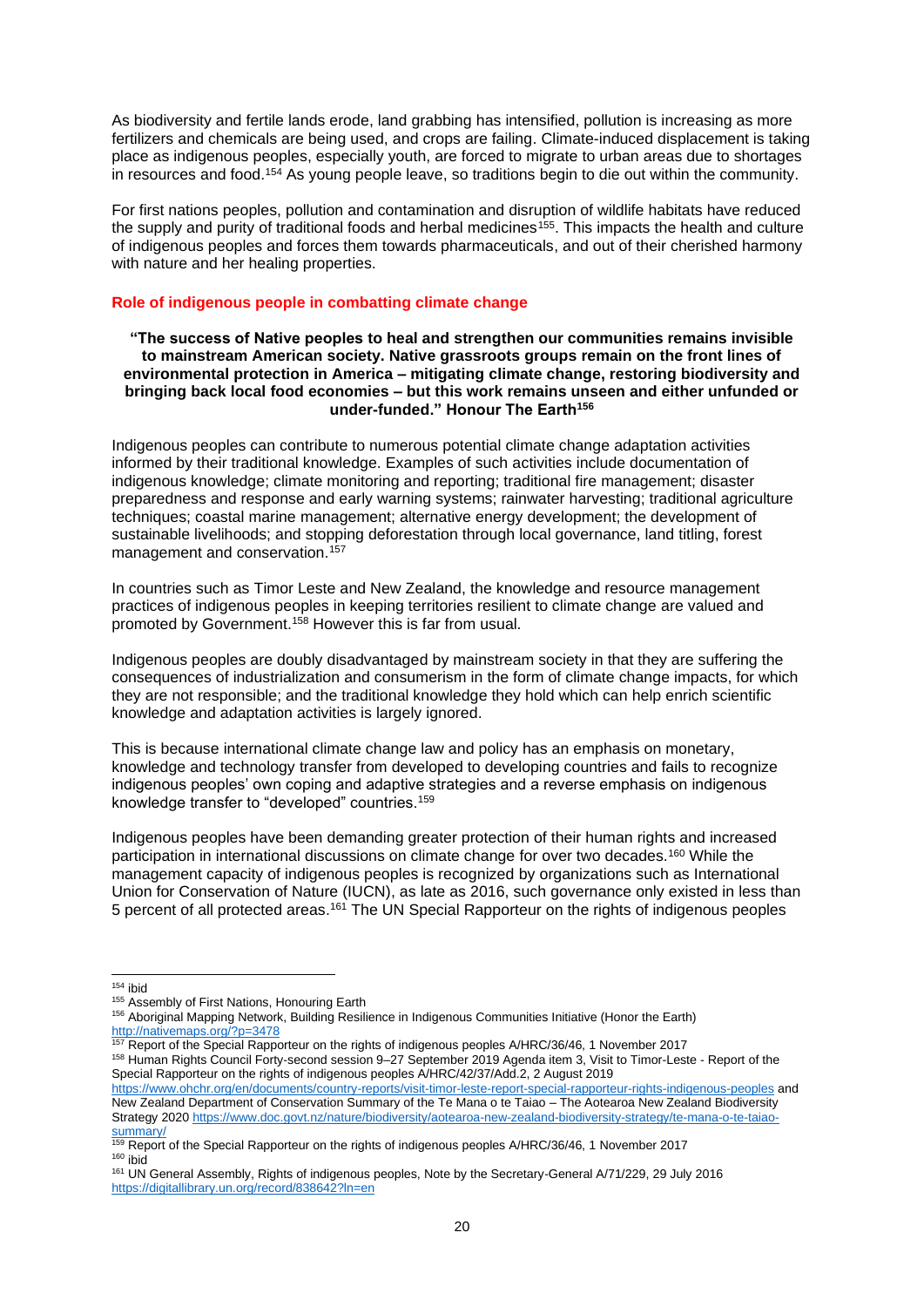As biodiversity and fertile lands erode, land grabbing has intensified, pollution is increasing as more fertilizers and chemicals are being used, and crops are failing. Climate-induced displacement is taking place as indigenous peoples, especially youth, are forced to migrate to urban areas due to shortages in resources and food.[154] As young people leave, so traditions begin to die out within the community.

For first nations peoples, pollution and contamination and disruption of wildlife habitats have reduced the supply and purity of traditional foods and herbal medicines[155]. This impacts the health and culture of indigenous peoples and forces them towards pharmaceuticals, and out of their cherished harmony with nature and her healing properties.

## Role of indigenous people in combatting climate change

> **"The success of Native peoples to heal and strengthen our communities remains invisible to mainstream American society. Native grassroots groups remain on the front lines of environmental protection in America – mitigating climate change, restoring biodiversity and bringing back local food economies – but this work remains unseen and either unfunded or under-funded." Honour The Earth[156]**

Indigenous peoples can contribute to numerous potential climate change adaptation activities informed by their traditional knowledge. Examples of such activities include documentation of indigenous knowledge; climate monitoring and reporting; traditional fire management; disaster preparedness and response and early warning systems; rainwater harvesting; traditional agriculture techniques; coastal marine management; alternative energy development; the development of sustainable livelihoods; and stopping deforestation through local governance, land titling, forest management and conservation.[157]

In countries such as Timor Leste and New Zealand, the knowledge and resource management practices of indigenous peoples in keeping territories resilient to climate change are valued and promoted by Government.[158] However this is far from usual.

Indigenous peoples are doubly disadvantaged by mainstream society in that they are suffering the consequences of industrialization and consumerism in the form of climate change impacts, for which they are not responsible; and the traditional knowledge they hold which can help enrich scientific knowledge and adaptation activities is largely ignored.

This is because international climate change law and policy has an emphasis on monetary, knowledge and technology transfer from developed to developing countries and fails to recognize indigenous peoples' own coping and adaptive strategies and a reverse emphasis on indigenous knowledge transfer to "developed" countries.[159]

Indigenous peoples have been demanding greater protection of their human rights and increased participation in international discussions on climate change for over two decades.[160] While the management capacity of indigenous peoples is recognized by organizations such as International Union for Conservation of Nature (IUCN), as late as 2016, such governance only existed in less than 5 percent of all protected areas.[161] The UN Special Rapporteur on the rights of indigenous peoples

---

[154] ibid

[155] Assembly of First Nations, Honouring Earth

[156] Aboriginal Mapping Network, Building Resilience in Indigenous Communities Initiative (Honor the Earth) http://nativemaps.org/?p=3478

[157] Report of the Special Rapporteur on the rights of indigenous peoples A/HRC/36/46, 1 November 2017

[158] Human Rights Council Forty-second session 9–27 September 2019 Agenda item 3, Visit to Timor-Leste - Report of the Special Rapporteur on the rights of indigenous peoples A/HRC/42/37/Add.2, 2 August 2019 https://www.ohchr.org/en/documents/country-reports/visit-timor-leste-report-special-rapporteur-rights-indigenous-peoples and New Zealand Department of Conservation Summary of the Te Mana o te Taiao – The Aotearoa New Zealand Biodiversity Strategy 2020 https://www.doc.govt.nz/nature/biodiversity/aotearoa-new-zealand-biodiversity-strategy/te-mana-o-te-taiao-summary/

[159] Report of the Special Rapporteur on the rights of indigenous peoples A/HRC/36/46, 1 November 2017

[160] ibid

[161] UN General Assembly, Rights of indigenous peoples, Note by the Secretary-General A/71/229, 29 July 2016 https://digitallibrary.un.org/record/838642?ln=en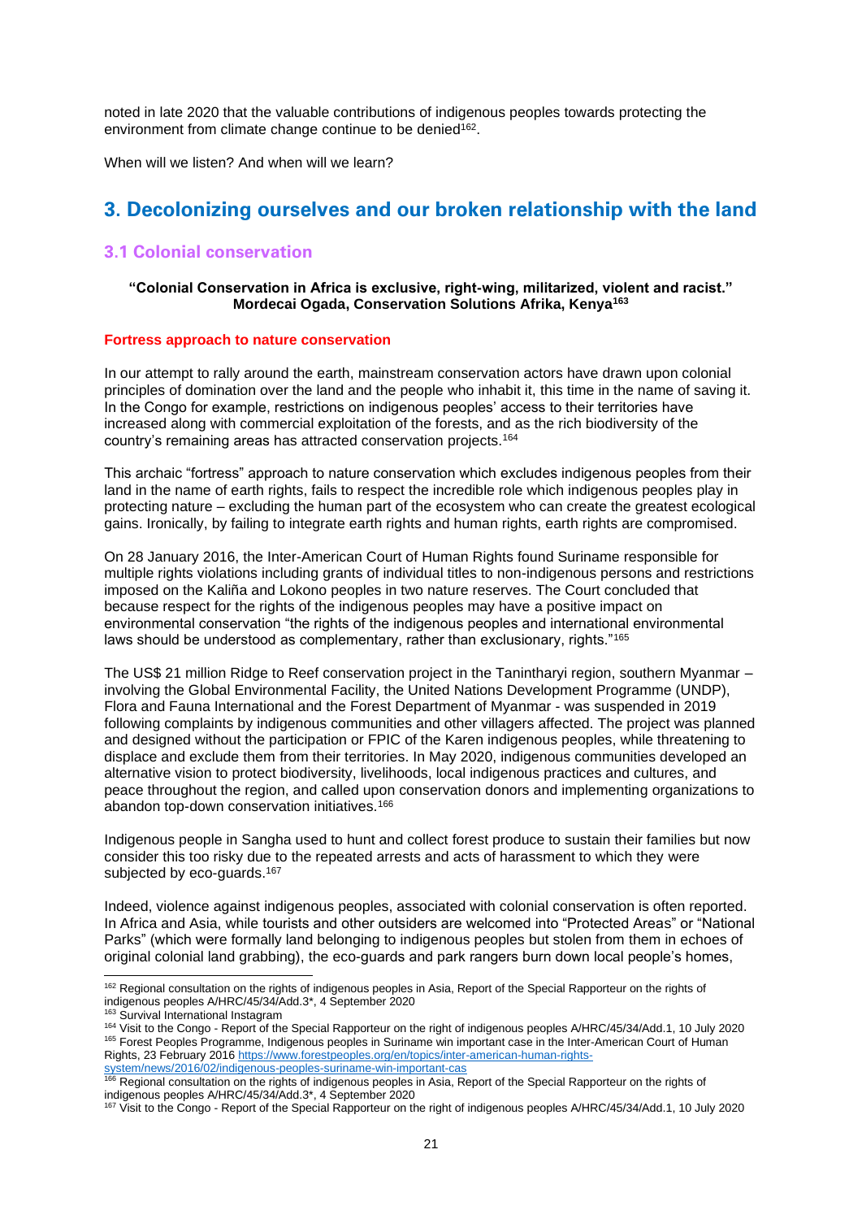noted in late 2020 that the valuable contributions of indigenous peoples towards protecting the environment from climate change continue to be denied[162].

When will we listen? And when will we learn?

## 3. Decolonizing ourselves and our broken relationship with the land

### 3.1 Colonial conservation

**"Colonial Conservation in Africa is exclusive, right-wing, militarized, violent and racist." Mordecai Ogada, Conservation Solutions Afrika, Kenya[163]**

#### Fortress approach to nature conservation

In our attempt to rally around the earth, mainstream conservation actors have drawn upon colonial principles of domination over the land and the people who inhabit it, this time in the name of saving it. In the Congo for example, restrictions on indigenous peoples' access to their territories have increased along with commercial exploitation of the forests, and as the rich biodiversity of the country's remaining areas has attracted conservation projects.[164]

This archaic "fortress" approach to nature conservation which excludes indigenous peoples from their land in the name of earth rights, fails to respect the incredible role which indigenous peoples play in protecting nature – excluding the human part of the ecosystem who can create the greatest ecological gains. Ironically, by failing to integrate earth rights and human rights, earth rights are compromised.

On 28 January 2016, the Inter-American Court of Human Rights found Suriname responsible for multiple rights violations including grants of individual titles to non-indigenous persons and restrictions imposed on the Kaliña and Lokono peoples in two nature reserves. The Court concluded that because respect for the rights of the indigenous peoples may have a positive impact on environmental conservation "the rights of the indigenous peoples and international environmental laws should be understood as complementary, rather than exclusionary, rights."[165]

The US$ 21 million Ridge to Reef conservation project in the Tanintharyi region, southern Myanmar – involving the Global Environmental Facility, the United Nations Development Programme (UNDP), Flora and Fauna International and the Forest Department of Myanmar - was suspended in 2019 following complaints by indigenous communities and other villagers affected. The project was planned and designed without the participation or FPIC of the Karen indigenous peoples, while threatening to displace and exclude them from their territories. In May 2020, indigenous communities developed an alternative vision to protect biodiversity, livelihoods, local indigenous practices and cultures, and peace throughout the region, and called upon conservation donors and implementing organizations to abandon top-down conservation initiatives.[166]

Indigenous people in Sangha used to hunt and collect forest produce to sustain their families but now consider this too risky due to the repeated arrests and acts of harassment to which they were subjected by eco-guards.[167]

Indeed, violence against indigenous peoples, associated with colonial conservation is often reported. In Africa and Asia, while tourists and other outsiders are welcomed into "Protected Areas" or "National Parks" (which were formally land belonging to indigenous peoples but stolen from them in echoes of original colonial land grabbing), the eco-guards and park rangers burn down local people's homes,

---

[162] Regional consultation on the rights of indigenous peoples in Asia, Report of the Special Rapporteur on the rights of indigenous peoples A/HRC/45/34/Add.3*, 4 September 2020

[163] Survival International Instagram

[164] Visit to the Congo - Report of the Special Rapporteur on the right of indigenous peoples A/HRC/45/34/Add.1, 10 July 2020

[165] Forest Peoples Programme, Indigenous peoples in Suriname win important case in the Inter-American Court of Human Rights, 23 February 2016 https://www.forestpeoples.org/en/topics/inter-american-human-rights-system/news/2016/02/indigenous-peoples-suriname-win-important-cas

[166] Regional consultation on the rights of indigenous peoples in Asia, Report of the Special Rapporteur on the rights of indigenous peoples A/HRC/45/34/Add.3*, 4 September 2020

[167] Visit to the Congo - Report of the Special Rapporteur on the right of indigenous peoples A/HRC/45/34/Add.1, 10 July 2020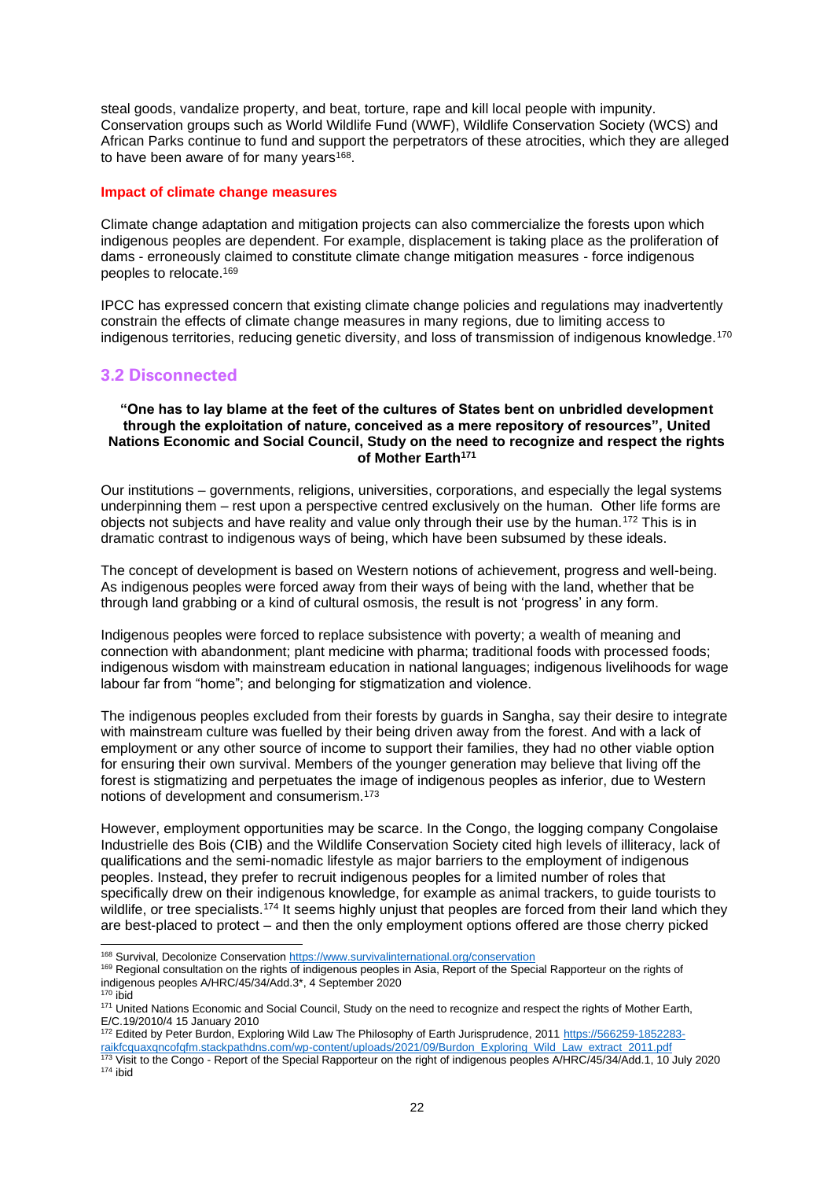steal goods, vandalize property, and beat, torture, rape and kill local people with impunity. Conservation groups such as World Wildlife Fund (WWF), Wildlife Conservation Society (WCS) and African Parks continue to fund and support the perpetrators of these atrocities, which they are alleged to have been aware of for many years[168].

#### Impact of climate change measures

Climate change adaptation and mitigation projects can also commercialize the forests upon which indigenous peoples are dependent. For example, displacement is taking place as the proliferation of dams - erroneously claimed to constitute climate change mitigation measures - force indigenous peoples to relocate.[169]

IPCC has expressed concern that existing climate change policies and regulations may inadvertently constrain the effects of climate change measures in many regions, due to limiting access to indigenous territories, reducing genetic diversity, and loss of transmission of indigenous knowledge.[170]

## 3.2 Disconnected

**"One has to lay blame at the feet of the cultures of States bent on unbridled development through the exploitation of nature, conceived as a mere repository of resources", United Nations Economic and Social Council, Study on the need to recognize and respect the rights of Mother Earth[171]**

Our institutions – governments, religions, universities, corporations, and especially the legal systems underpinning them – rest upon a perspective centred exclusively on the human. Other life forms are objects not subjects and have reality and value only through their use by the human.[172] This is in dramatic contrast to indigenous ways of being, which have been subsumed by these ideals.

The concept of development is based on Western notions of achievement, progress and well-being. As indigenous peoples were forced away from their ways of being with the land, whether that be through land grabbing or a kind of cultural osmosis, the result is not 'progress' in any form.

Indigenous peoples were forced to replace subsistence with poverty; a wealth of meaning and connection with abandonment; plant medicine with pharma; traditional foods with processed foods; indigenous wisdom with mainstream education in national languages; indigenous livelihoods for wage labour far from "home"; and belonging for stigmatization and violence.

The indigenous peoples excluded from their forests by guards in Sangha, say their desire to integrate with mainstream culture was fuelled by their being driven away from the forest. And with a lack of employment or any other source of income to support their families, they had no other viable option for ensuring their own survival. Members of the younger generation may believe that living off the forest is stigmatizing and perpetuates the image of indigenous peoples as inferior, due to Western notions of development and consumerism.[173]

However, employment opportunities may be scarce. In the Congo, the logging company Congolaise Industrielle des Bois (CIB) and the Wildlife Conservation Society cited high levels of illiteracy, lack of qualifications and the semi-nomadic lifestyle as major barriers to the employment of indigenous peoples. Instead, they prefer to recruit indigenous peoples for a limited number of roles that specifically drew on their indigenous knowledge, for example as animal trackers, to guide tourists to wildlife, or tree specialists.[174] It seems highly unjust that peoples are forced from their land which they are best-placed to protect – and then the only employment options offered are those cherry picked

---

[168] Survival, Decolonize Conservation https://www.survivalinternational.org/conservation

[169] Regional consultation on the rights of indigenous peoples in Asia, Report of the Special Rapporteur on the rights of indigenous peoples A/HRC/45/34/Add.3*, 4 September 2020

[170] ibid

[171] United Nations Economic and Social Council, Study on the need to recognize and respect the rights of Mother Earth, E/C.19/2010/4 15 January 2010

[172] Edited by Peter Burdon, Exploring Wild Law The Philosophy of Earth Jurisprudence, 2011 https://566259-1852283-raikfcquaxqncofqfm.stackpathdns.com/wp-content/uploads/2021/09/Burdon_Exploring_Wild_Law_extract_2011.pdf

[173] Visit to the Congo - Report of the Special Rapporteur on the right of indigenous peoples A/HRC/45/34/Add.1, 10 July 2020

[174] ibid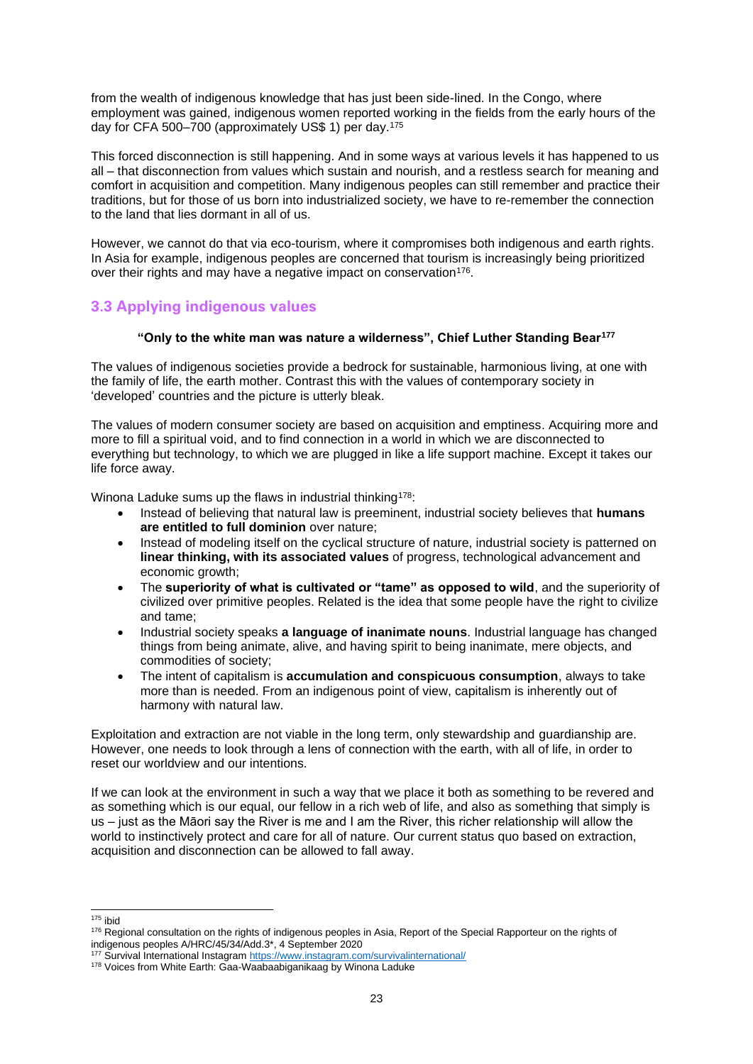from the wealth of indigenous knowledge that has just been side-lined. In the Congo, where employment was gained, indigenous women reported working in the fields from the early hours of the day for CFA 500–700 (approximately US$ 1) per day.[175]

This forced disconnection is still happening. And in some ways at various levels it has happened to us all – that disconnection from values which sustain and nourish, and a restless search for meaning and comfort in acquisition and competition. Many indigenous peoples can still remember and practice their traditions, but for those of us born into industrialized society, we have to re-remember the connection to the land that lies dormant in all of us.

However, we cannot do that via eco-tourism, where it compromises both indigenous and earth rights. In Asia for example, indigenous peoples are concerned that tourism is increasingly being prioritized over their rights and may have a negative impact on conservation[176].

### 3.3 Applying indigenous values

**"Only to the white man was nature a wilderness", Chief Luther Standing Bear[177]**

The values of indigenous societies provide a bedrock for sustainable, harmonious living, at one with the family of life, the earth mother. Contrast this with the values of contemporary society in 'developed' countries and the picture is utterly bleak.

The values of modern consumer society are based on acquisition and emptiness. Acquiring more and more to fill a spiritual void, and to find connection in a world in which we are disconnected to everything but technology, to which we are plugged in like a life support machine. Except it takes our life force away.

Winona Laduke sums up the flaws in industrial thinking[178]:

- Instead of believing that natural law is preeminent, industrial society believes that **humans are entitled to full dominion** over nature;
- Instead of modeling itself on the cyclical structure of nature, industrial society is patterned on **linear thinking, with its associated values** of progress, technological advancement and economic growth;
- The **superiority of what is cultivated or "tame" as opposed to wild**, and the superiority of civilized over primitive peoples. Related is the idea that some people have the right to civilize and tame;
- Industrial society speaks **a language of inanimate nouns**. Industrial language has changed things from being animate, alive, and having spirit to being inanimate, mere objects, and commodities of society;
- The intent of capitalism is **accumulation and conspicuous consumption**, always to take more than is needed. From an indigenous point of view, capitalism is inherently out of harmony with natural law.

Exploitation and extraction are not viable in the long term, only stewardship and guardianship are. However, one needs to look through a lens of connection with the earth, with all of life, in order to reset our worldview and our intentions.

If we can look at the environment in such a way that we place it both as something to be revered and as something which is our equal, our fellow in a rich web of life, and also as something that simply is us – just as the Māori say the River is me and I am the River, this richer relationship will allow the world to instinctively protect and care for all of nature. Our current status quo based on extraction, acquisition and disconnection can be allowed to fall away.

---

[175] ibid

[176] Regional consultation on the rights of indigenous peoples in Asia, Report of the Special Rapporteur on the rights of indigenous peoples A/HRC/45/34/Add.3*, 4 September 2020

[177] Survival International Instagram https://www.instagram.com/survivalinternational/

[178] Voices from White Earth: Gaa-Waabaabiganikaag by Winona Laduke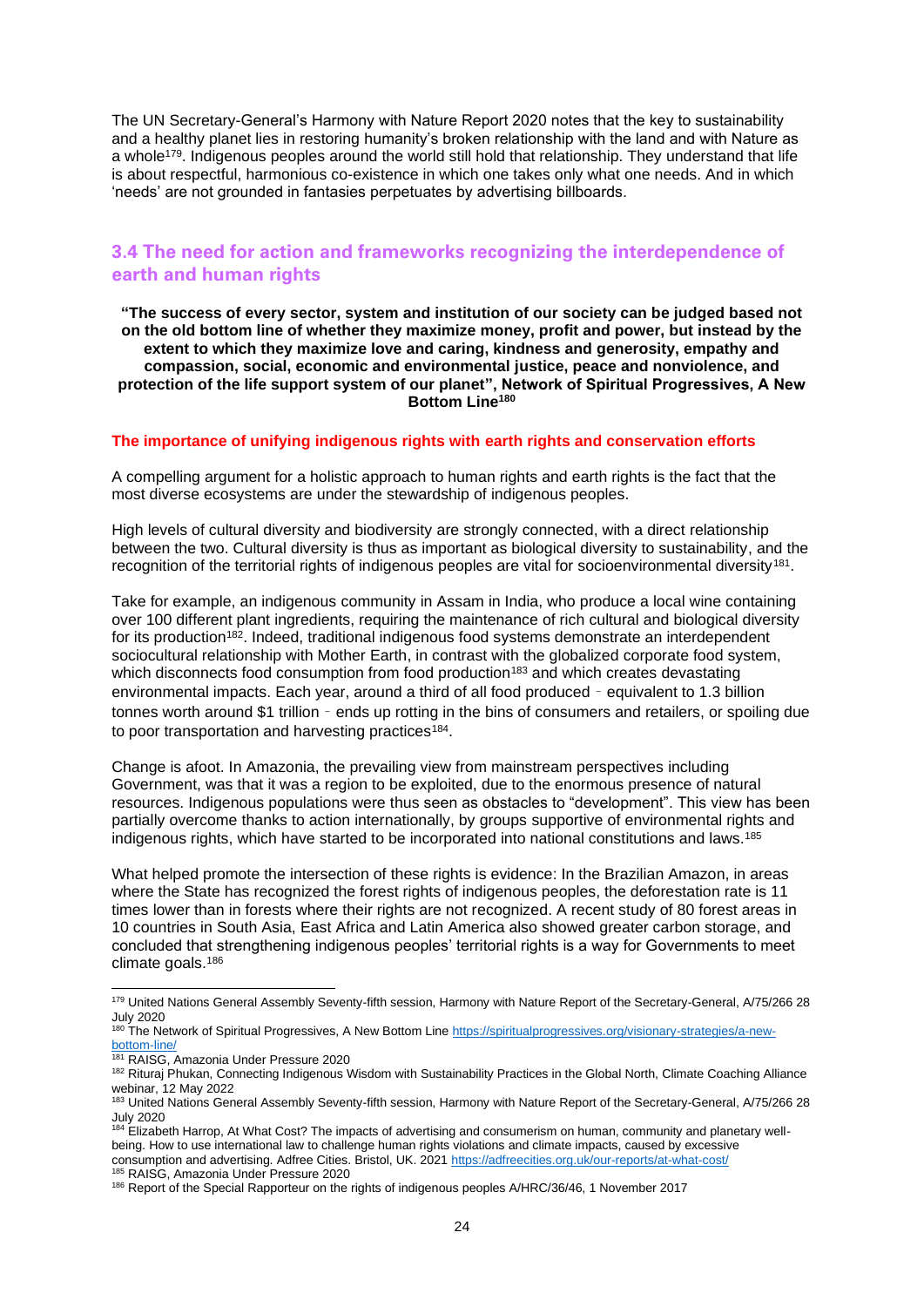The UN Secretary-General's Harmony with Nature Report 2020 notes that the key to sustainability and a healthy planet lies in restoring humanity's broken relationship with the land and with Nature as a whole[179]. Indigenous peoples around the world still hold that relationship. They understand that life is about respectful, harmonious co-existence in which one takes only what one needs. And in which 'needs' are not grounded in fantasies perpetuates by advertising billboards.

## 3.4 The need for action and frameworks recognizing the interdependence of earth and human rights

**"The success of every sector, system and institution of our society can be judged based not on the old bottom line of whether they maximize money, profit and power, but instead by the extent to which they maximize love and caring, kindness and generosity, empathy and compassion, social, economic and environmental justice, peace and nonviolence, and protection of the life support system of our planet", Network of Spiritual Progressives, A New Bottom Line[180]**

### The importance of unifying indigenous rights with earth rights and conservation efforts

A compelling argument for a holistic approach to human rights and earth rights is the fact that the most diverse ecosystems are under the stewardship of indigenous peoples.

High levels of cultural diversity and biodiversity are strongly connected, with a direct relationship between the two. Cultural diversity is thus as important as biological diversity to sustainability, and the recognition of the territorial rights of indigenous peoples are vital for socioenvironmental diversity[181].

Take for example, an indigenous community in Assam in India, who produce a local wine containing over 100 different plant ingredients, requiring the maintenance of rich cultural and biological diversity for its production[182]. Indeed, traditional indigenous food systems demonstrate an interdependent sociocultural relationship with Mother Earth, in contrast with the globalized corporate food system, which disconnects food consumption from food production[183] and which creates devastating environmental impacts. Each year, around a third of all food produced – equivalent to 1.3 billion tonnes worth around $1 trillion – ends up rotting in the bins of consumers and retailers, or spoiling due to poor transportation and harvesting practices[184].

Change is afoot. In Amazonia, the prevailing view from mainstream perspectives including Government, was that it was a region to be exploited, due to the enormous presence of natural resources. Indigenous populations were thus seen as obstacles to "development". This view has been partially overcome thanks to action internationally, by groups supportive of environmental rights and indigenous rights, which have started to be incorporated into national constitutions and laws.[185]

What helped promote the intersection of these rights is evidence: In the Brazilian Amazon, in areas where the State has recognized the forest rights of indigenous peoples, the deforestation rate is 11 times lower than in forests where their rights are not recognized. A recent study of 80 forest areas in 10 countries in South Asia, East Africa and Latin America also showed greater carbon storage, and concluded that strengthening indigenous peoples' territorial rights is a way for Governments to meet climate goals.[186]

---

[179] United Nations General Assembly Seventy-fifth session, Harmony with Nature Report of the Secretary-General, A/75/266 28 July 2020

[180] The Network of Spiritual Progressives, A New Bottom Line https://spiritualprogressives.org/visionary-strategies/a-new-bottom-line/

[181] RAISG, Amazonia Under Pressure 2020

[182] Rituraj Phukan, Connecting Indigenous Wisdom with Sustainability Practices in the Global North, Climate Coaching Alliance webinar, 12 May 2022

[183] United Nations General Assembly Seventy-fifth session, Harmony with Nature Report of the Secretary-General, A/75/266 28 July 2020

[184] Elizabeth Harrop, At What Cost? The impacts of advertising and consumerism on human, community and planetary well-being. How to use international law to challenge human rights violations and climate impacts, caused by excessive consumption and advertising. Adfree Cities. Bristol, UK. 2021 https://adfreecities.org.uk/our-reports/at-what-cost/

[185] RAISG, Amazonia Under Pressure 2020

[186] Report of the Special Rapporteur on the rights of indigenous peoples A/HRC/36/46, 1 November 2017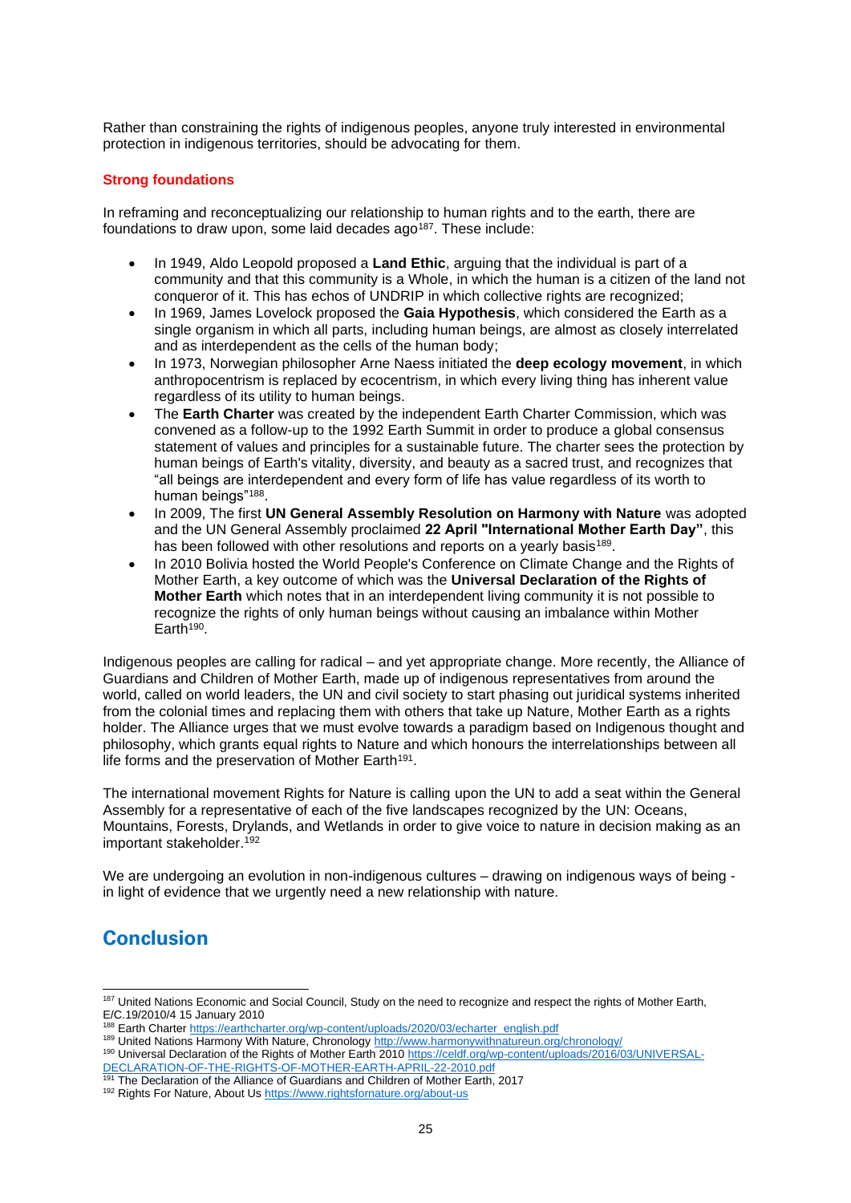Rather than constraining the rights of indigenous peoples, anyone truly interested in environmental protection in indigenous territories, should be advocating for them.

### Strong foundations

In reframing and reconceptualizing our relationship to human rights and to the earth, there are foundations to draw upon, some laid decades ago[187]. These include:

- In 1949, Aldo Leopold proposed a **Land Ethic**, arguing that the individual is part of a community and that this community is a Whole, in which the human is a citizen of the land not conqueror of it. This has echos of UNDRIP in which collective rights are recognized;
- In 1969, James Lovelock proposed the **Gaia Hypothesis**, which considered the Earth as a single organism in which all parts, including human beings, are almost as closely interrelated and as interdependent as the cells of the human body;
- In 1973, Norwegian philosopher Arne Naess initiated the **deep ecology movement**, in which anthropocentrism is replaced by ecocentrism, in which every living thing has inherent value regardless of its utility to human beings.
- The **Earth Charter** was created by the independent Earth Charter Commission, which was convened as a follow-up to the 1992 Earth Summit in order to produce a global consensus statement of values and principles for a sustainable future. The charter sees the protection by human beings of Earth's vitality, diversity, and beauty as a sacred trust, and recognizes that "all beings are interdependent and every form of life has value regardless of its worth to human beings"[188].
- In 2009, The first **UN General Assembly Resolution on Harmony with Nature** was adopted and the UN General Assembly proclaimed **22 April "International Mother Earth Day"**, this has been followed with other resolutions and reports on a yearly basis[189].
- In 2010 Bolivia hosted the World People's Conference on Climate Change and the Rights of Mother Earth, a key outcome of which was the **Universal Declaration of the Rights of Mother Earth** which notes that in an interdependent living community it is not possible to recognize the rights of only human beings without causing an imbalance within Mother Earth[190].

Indigenous peoples are calling for radical – and yet appropriate change. More recently, the Alliance of Guardians and Children of Mother Earth, made up of indigenous representatives from around the world, called on world leaders, the UN and civil society to start phasing out juridical systems inherited from the colonial times and replacing them with others that take up Nature, Mother Earth as a rights holder. The Alliance urges that we must evolve towards a paradigm based on Indigenous thought and philosophy, which grants equal rights to Nature and which honours the interrelationships between all life forms and the preservation of Mother Earth[191].

The international movement Rights for Nature is calling upon the UN to add a seat within the General Assembly for a representative of each of the five landscapes recognized by the UN: Oceans, Mountains, Forests, Drylands, and Wetlands in order to give voice to nature in decision making as an important stakeholder.[192]

We are undergoing an evolution in non-indigenous cultures – drawing on indigenous ways of being - in light of evidence that we urgently need a new relationship with nature.

## Conclusion

[187] United Nations Economic and Social Council, Study on the need to recognize and respect the rights of Mother Earth, E/C.19/2010/4 15 January 2010

[188] Earth Charter https://earthcharter.org/wp-content/uploads/2020/03/echarter_english.pdf

[189] United Nations Harmony With Nature, Chronology http://www.harmonywithnatureun.org/chronology/

[190] Universal Declaration of the Rights of Mother Earth 2010 https://celdf.org/wp-content/uploads/2016/03/UNIVERSAL-DECLARATION-OF-THE-RIGHTS-OF-MOTHER-EARTH-APRIL-22-2010.pdf

[191] The Declaration of the Alliance of Guardians and Children of Mother Earth, 2017

[192] Rights For Nature, About Us https://www.rightsfornature.org/about-us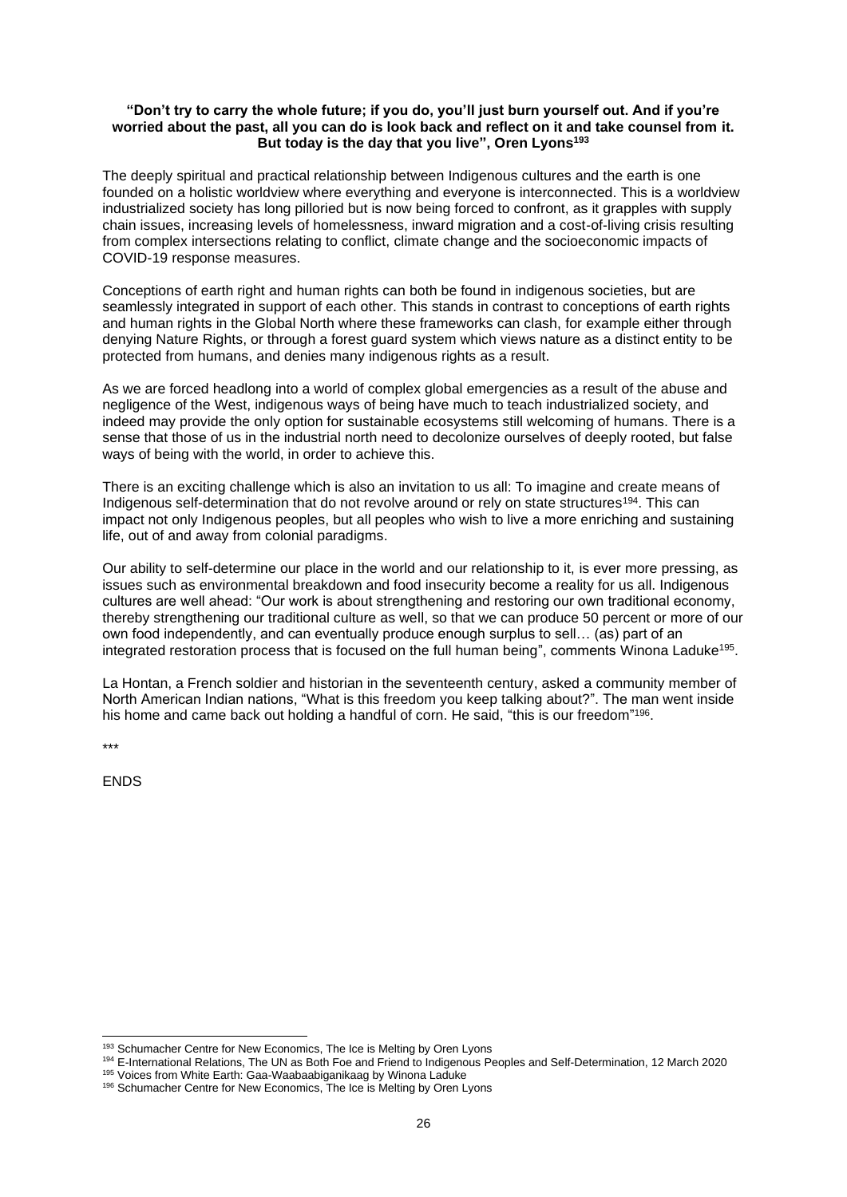**"Don't try to carry the whole future; if you do, you'll just burn yourself out. And if you're worried about the past, all you can do is look back and reflect on it and take counsel from it. But today is the day that you live", Oren Lyons[193]**

The deeply spiritual and practical relationship between Indigenous cultures and the earth is one founded on a holistic worldview where everything and everyone is interconnected. This is a worldview industrialized society has long pilloried but is now being forced to confront, as it grapples with supply chain issues, increasing levels of homelessness, inward migration and a cost-of-living crisis resulting from complex intersections relating to conflict, climate change and the socioeconomic impacts of COVID-19 response measures.

Conceptions of earth right and human rights can both be found in indigenous societies, but are seamlessly integrated in support of each other. This stands in contrast to conceptions of earth rights and human rights in the Global North where these frameworks can clash, for example either through denying Nature Rights, or through a forest guard system which views nature as a distinct entity to be protected from humans, and denies many indigenous rights as a result.

As we are forced headlong into a world of complex global emergencies as a result of the abuse and negligence of the West, indigenous ways of being have much to teach industrialized society, and indeed may provide the only option for sustainable ecosystems still welcoming of humans. There is a sense that those of us in the industrial north need to decolonize ourselves of deeply rooted, but false ways of being with the world, in order to achieve this.

There is an exciting challenge which is also an invitation to us all: To imagine and create means of Indigenous self-determination that do not revolve around or rely on state structures[194]. This can impact not only Indigenous peoples, but all peoples who wish to live a more enriching and sustaining life, out of and away from colonial paradigms.

Our ability to self-determine our place in the world and our relationship to it, is ever more pressing, as issues such as environmental breakdown and food insecurity become a reality for us all. Indigenous cultures are well ahead: "Our work is about strengthening and restoring our own traditional economy, thereby strengthening our traditional culture as well, so that we can produce 50 percent or more of our own food independently, and can eventually produce enough surplus to sell… (as) part of an integrated restoration process that is focused on the full human being", comments Winona Laduke[195].

La Hontan, a French soldier and historian in the seventeenth century, asked a community member of North American Indian nations, "What is this freedom you keep talking about?". The man went inside his home and came back out holding a handful of corn. He said, "this is our freedom"[196].

***

ENDS

---

[193] Schumacher Centre for New Economics, The Ice is Melting by Oren Lyons

[194] E-International Relations, The UN as Both Foe and Friend to Indigenous Peoples and Self-Determination, 12 March 2020

[195] Voices from White Earth: Gaa-Waabaabiganikaag by Winona Laduke

[196] Schumacher Centre for New Economics, The Ice is Melting by Oren Lyons